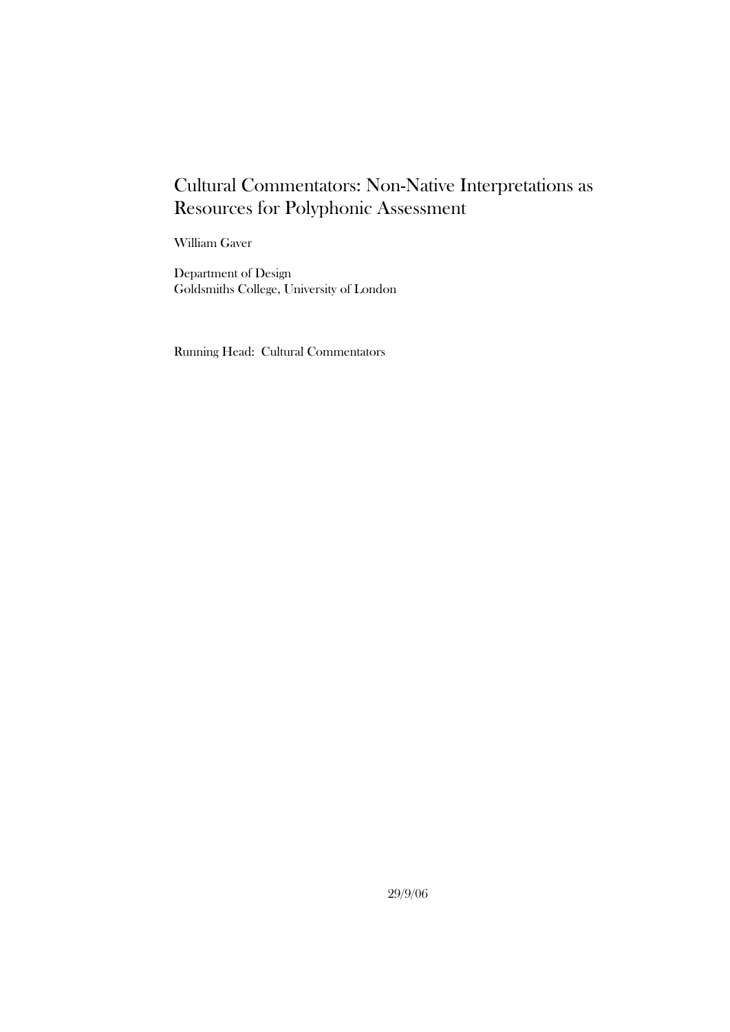# Cultural Commentators: Non-Native Interpretations as Resources for Polyphonic Assessment

William Gaver

Department of Design
Goldsmiths College, University of London

Running Head: Cultural Commentators

29/9/06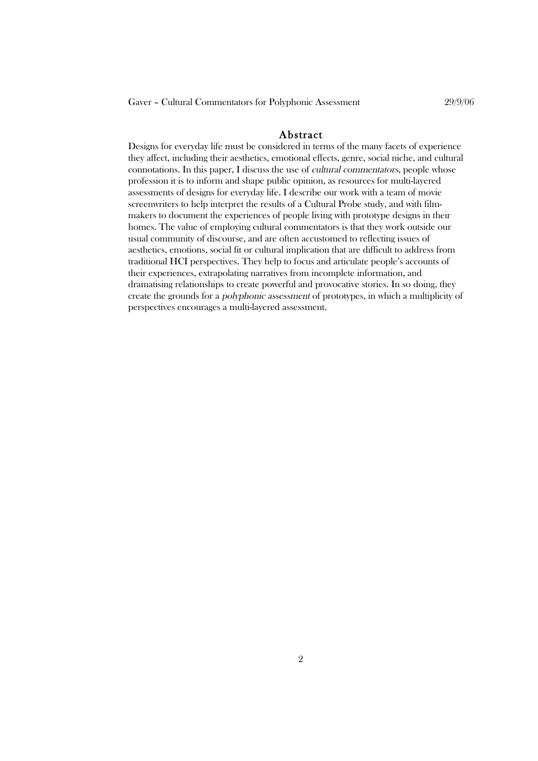## Abstract

Designs for everyday life must be considered in terms of the many facets of experience they affect, including their aesthetics, emotional effects, genre, social niche, and cultural connotations. In this paper, I discuss the use of *cultural commentators*, people whose profession it is to inform and shape public opinion, as resources for multi-layered assessments of designs for everyday life. I describe our work with a team of movie screenwriters to help interpret the results of a Cultural Probe study, and with film-makers to document the experiences of people living with prototype designs in their homes. The value of employing cultural commentators is that they work outside our usual community of discourse, and are often accustomed to reflecting issues of aesthetics, emotions, social fit or cultural implication that are difficult to address from traditional HCI perspectives. They help to focus and articulate people's accounts of their experiences, extrapolating narratives from incomplete information, and dramatising relationships to create powerful and provocative stories. In so doing, they create the grounds for a *polyphonic assessment* of prototypes, in which a multiplicity of perspectives encourages a multi-layered assessment.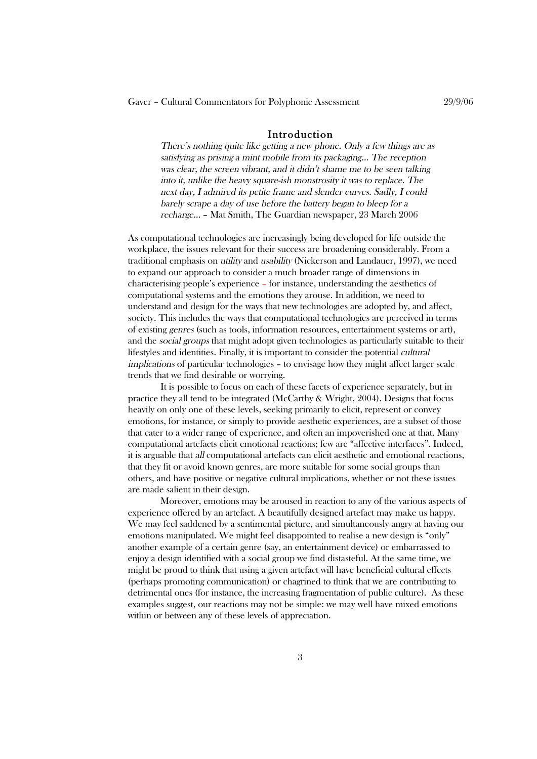# Introduction

*There's nothing quite like getting a new phone. Only a few things are as satisfying as prising a mint mobile from its packaging… The reception was clear, the screen vibrant, and it didn't shame me to be seen talking into it, unlike the heavy square-ish monstrosity it was to replace. The next day, I admired its petite frame and slender curves. Sadly, I could barely scrape a day of use before the battery began to bleep for a recharge…* – Mat Smith, The Guardian newspaper, 23 March 2006

As computational technologies are increasingly being developed for life outside the workplace, the issues relevant for their success are broadening considerably. From a traditional emphasis on *utility* and *usability* (Nickerson and Landauer, 1997), we need to expand our approach to consider a much broader range of dimensions in characterising people's experience – for instance, understanding the aesthetics of computational systems and the emotions they arouse. In addition, we need to understand and design for the ways that new technologies are adopted by, and affect, society. This includes the ways that computational technologies are perceived in terms of existing *genres* (such as tools, information resources, entertainment systems or art), and the *social groups* that might adopt given technologies as particularly suitable to their lifestyles and identities. Finally, it is important to consider the potential *cultural implications* of particular technologies – to envisage how they might affect larger scale trends that we find desirable or worrying.

It is possible to focus on each of these facets of experience separately, but in practice they all tend to be integrated (McCarthy & Wright, 2004). Designs that focus heavily on only one of these levels, seeking primarily to elicit, represent or convey emotions, for instance, or simply to provide aesthetic experiences, are a subset of those that cater to a wider range of experience, and often an impoverished one at that. Many computational artefacts elicit emotional reactions; few are "affective interfaces". Indeed, it is arguable that *all* computational artefacts can elicit aesthetic and emotional reactions, that they fit or avoid known genres, are more suitable for some social groups than others, and have positive or negative cultural implications, whether or not these issues are made salient in their design.

Moreover, emotions may be aroused in reaction to any of the various aspects of experience offered by an artefact. A beautifully designed artefact may make us happy. We may feel saddened by a sentimental picture, and simultaneously angry at having our emotions manipulated. We might feel disappointed to realise a new design is "only" another example of a certain genre (say, an entertainment device) or embarrassed to enjoy a design identified with a social group we find distasteful. At the same time, we might be proud to think that using a given artefact will have beneficial cultural effects (perhaps promoting communication) or chagrined to think that we are contributing to detrimental ones (for instance, the increasing fragmentation of public culture). As these examples suggest, our reactions may not be simple: we may well have mixed emotions within or between any of these levels of appreciation.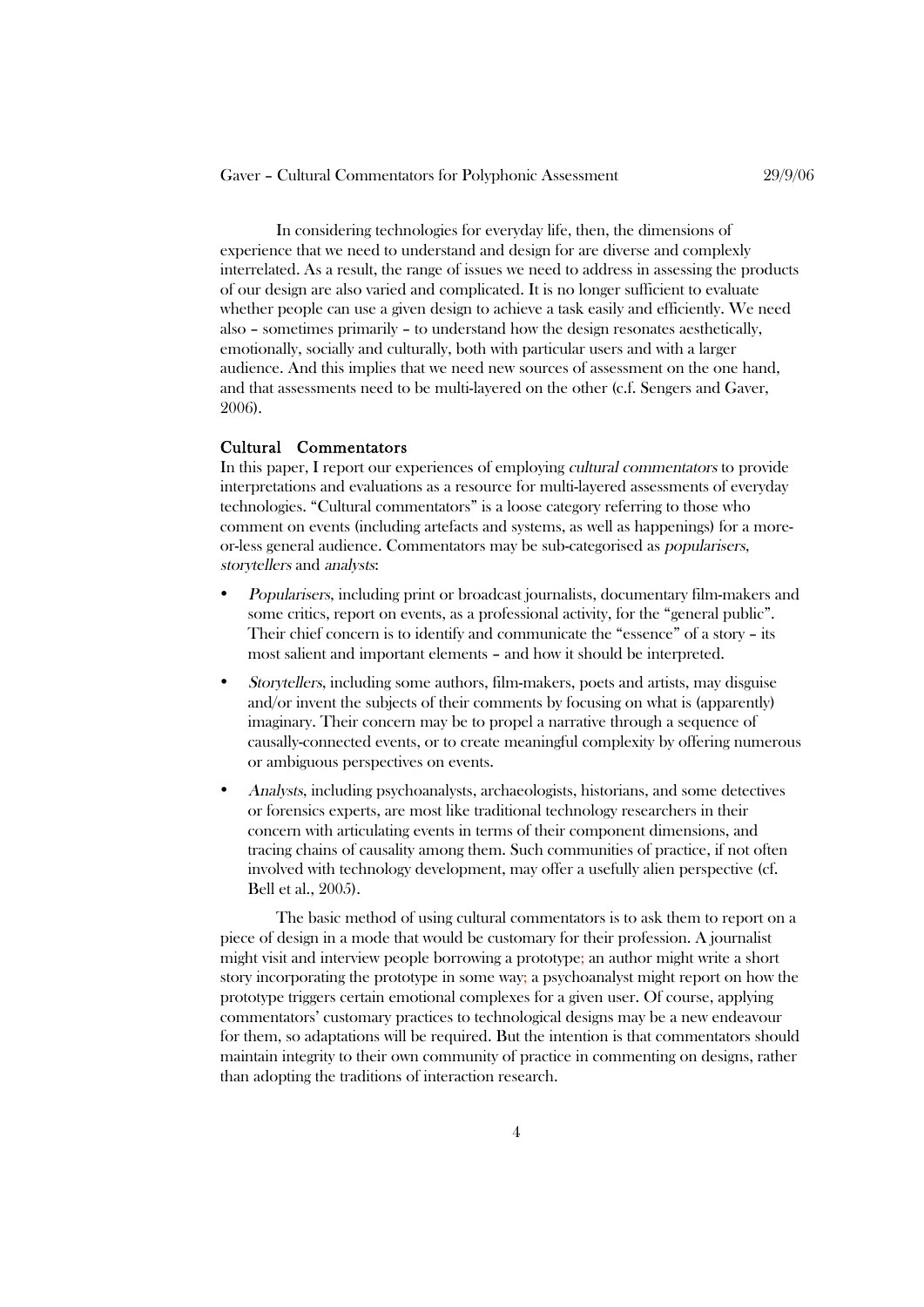In considering technologies for everyday life, then, the dimensions of experience that we need to understand and design for are diverse and complexly interrelated. As a result, the range of issues we need to address in assessing the products of our design are also varied and complicated. It is no longer sufficient to evaluate whether people can use a given design to achieve a task easily and efficiently. We need also – sometimes primarily – to understand how the design resonates aesthetically, emotionally, socially and culturally, both with particular users and with a larger audience. And this implies that we need new sources of assessment on the one hand, and that assessments need to be multi-layered on the other (c.f. Sengers and Gaver, 2006).

## Cultural Commentators

In this paper, I report our experiences of employing *cultural commentators* to provide interpretations and evaluations as a resource for multi-layered assessments of everyday technologies. "Cultural commentators" is a loose category referring to those who comment on events (including artefacts and systems, as well as happenings) for a more-or-less general audience. Commentators may be sub-categorised as *popularisers*, *storytellers* and *analysts*:

- *Popularisers*, including print or broadcast journalists, documentary film-makers and some critics, report on events, as a professional activity, for the "general public". Their chief concern is to identify and communicate the "essence" of a story – its most salient and important elements – and how it should be interpreted.
- *Storytellers*, including some authors, film-makers, poets and artists, may disguise and/or invent the subjects of their comments by focusing on what is (apparently) imaginary. Their concern may be to propel a narrative through a sequence of causally-connected events, or to create meaningful complexity by offering numerous or ambiguous perspectives on events.
- *Analysts*, including psychoanalysts, archaeologists, historians, and some detectives or forensics experts, are most like traditional technology researchers in their concern with articulating events in terms of their component dimensions, and tracing chains of causality among them. Such communities of practice, if not often involved with technology development, may offer a usefully alien perspective (cf. Bell et al., 2005).

The basic method of using cultural commentators is to ask them to report on a piece of design in a mode that would be customary for their profession. A journalist might visit and interview people borrowing a prototype; an author might write a short story incorporating the prototype in some way; a psychoanalyst might report on how the prototype triggers certain emotional complexes for a given user. Of course, applying commentators' customary practices to technological designs may be a new endeavour for them, so adaptations will be required. But the intention is that commentators should maintain integrity to their own community of practice in commenting on designs, rather than adopting the traditions of interaction research.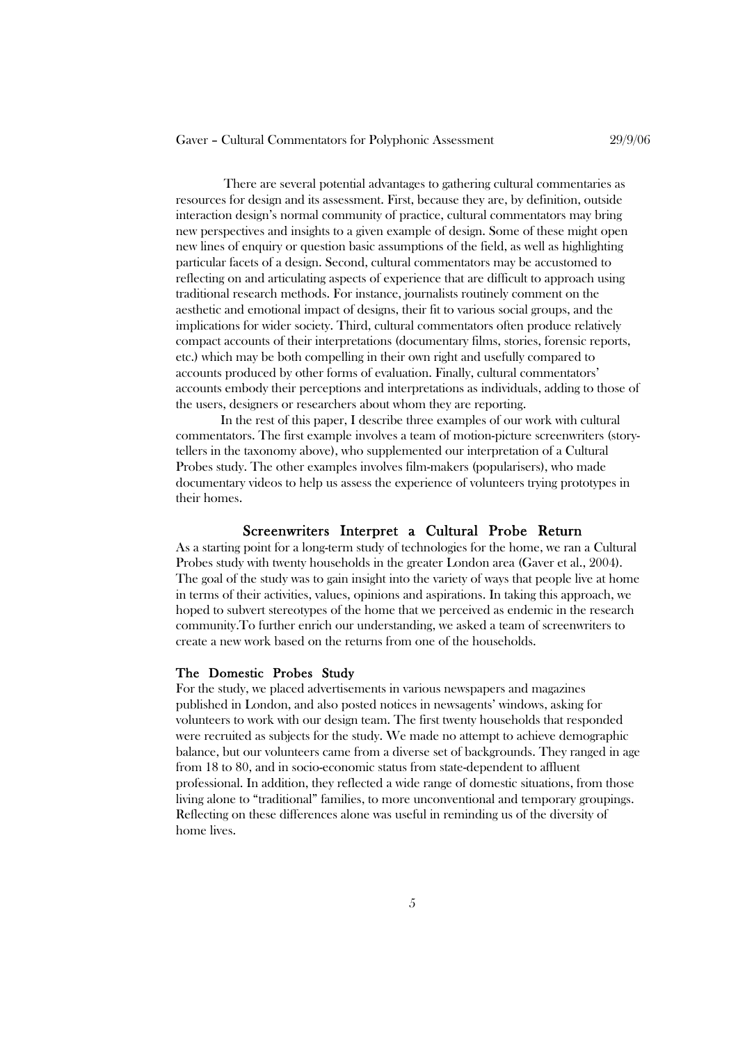There are several potential advantages to gathering cultural commentaries as resources for design and its assessment. First, because they are, by definition, outside interaction design's normal community of practice, cultural commentators may bring new perspectives and insights to a given example of design. Some of these might open new lines of enquiry or question basic assumptions of the field, as well as highlighting particular facets of a design. Second, cultural commentators may be accustomed to reflecting on and articulating aspects of experience that are difficult to approach using traditional research methods. For instance, journalists routinely comment on the aesthetic and emotional impact of designs, their fit to various social groups, and the implications for wider society. Third, cultural commentators often produce relatively compact accounts of their interpretations (documentary films, stories, forensic reports, etc.) which may be both compelling in their own right and usefully compared to accounts produced by other forms of evaluation. Finally, cultural commentators' accounts embody their perceptions and interpretations as individuals, adding to those of the users, designers or researchers about whom they are reporting.

In the rest of this paper, I describe three examples of our work with cultural commentators. The first example involves a team of motion-picture screenwriters (story-tellers in the taxonomy above), who supplemented our interpretation of a Cultural Probes study. The other examples involves film-makers (popularisers), who made documentary videos to help us assess the experience of volunteers trying prototypes in their homes.

## Screenwriters Interpret a Cultural Probe Return

As a starting point for a long-term study of technologies for the home, we ran a Cultural Probes study with twenty households in the greater London area (Gaver et al., 2004). The goal of the study was to gain insight into the variety of ways that people live at home in terms of their activities, values, opinions and aspirations. In taking this approach, we hoped to subvert stereotypes of the home that we perceived as endemic in the research community.To further enrich our understanding, we asked a team of screenwriters to create a new work based on the returns from one of the households.

### The Domestic Probes Study

For the study, we placed advertisements in various newspapers and magazines published in London, and also posted notices in newsagents' windows, asking for volunteers to work with our design team. The first twenty households that responded were recruited as subjects for the study. We made no attempt to achieve demographic balance, but our volunteers came from a diverse set of backgrounds. They ranged in age from 18 to 80, and in socio-economic status from state-dependent to affluent professional. In addition, they reflected a wide range of domestic situations, from those living alone to "traditional" families, to more unconventional and temporary groupings. Reflecting on these differences alone was useful in reminding us of the diversity of home lives.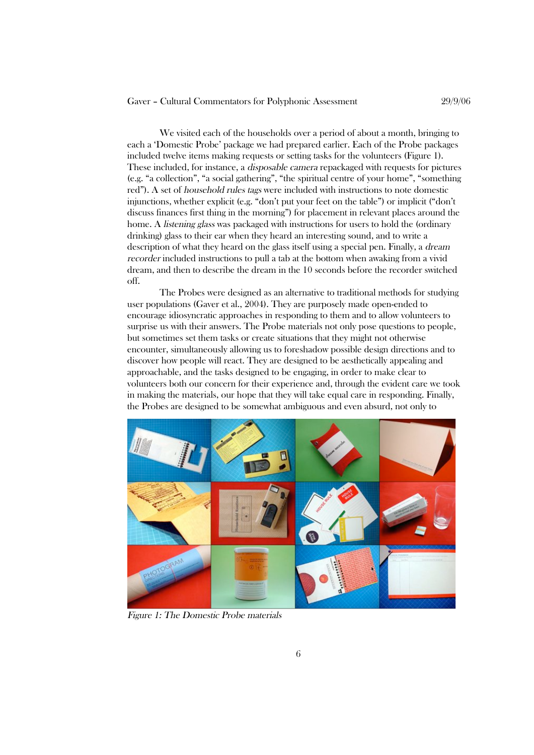We visited each of the households over a period of about a month, bringing to each a 'Domestic Probe' package we had prepared earlier. Each of the Probe packages included twelve items making requests or setting tasks for the volunteers (Figure 1). These included, for instance, a *disposable camera* repackaged with requests for pictures (e.g. "a collection", "a social gathering", "the spiritual centre of your home", "something red"). A set of *household rules tags* were included with instructions to note domestic injunctions, whether explicit (e.g. "don't put your feet on the table") or implicit ("don't discuss finances first thing in the morning") for placement in relevant places around the home. A *listening glass* was packaged with instructions for users to hold the (ordinary drinking) glass to their ear when they heard an interesting sound, and to write a description of what they heard on the glass itself using a special pen. Finally, a *dream recorder* included instructions to pull a tab at the bottom when awaking from a vivid dream, and then to describe the dream in the 10 seconds before the recorder switched off.

The Probes were designed as an alternative to traditional methods for studying user populations (Gaver et al., 2004). They are purposely made open-ended to encourage idiosyncratic approaches in responding to them and to allow volunteers to surprise us with their answers. The Probe materials not only pose questions to people, but sometimes set them tasks or create situations that they might not otherwise encounter, simultaneously allowing us to foreshadow possible design directions and to discover how people will react. They are designed to be aesthetically appealing and approachable, and the tasks designed to be engaging, in order to make clear to volunteers both our concern for their experience and, through the evident care we took in making the materials, our hope that they will take equal care in responding. Finally, the Probes are designed to be somewhat ambiguous and even absurd, not only to

*Figure 1: The Domestic Probe materials*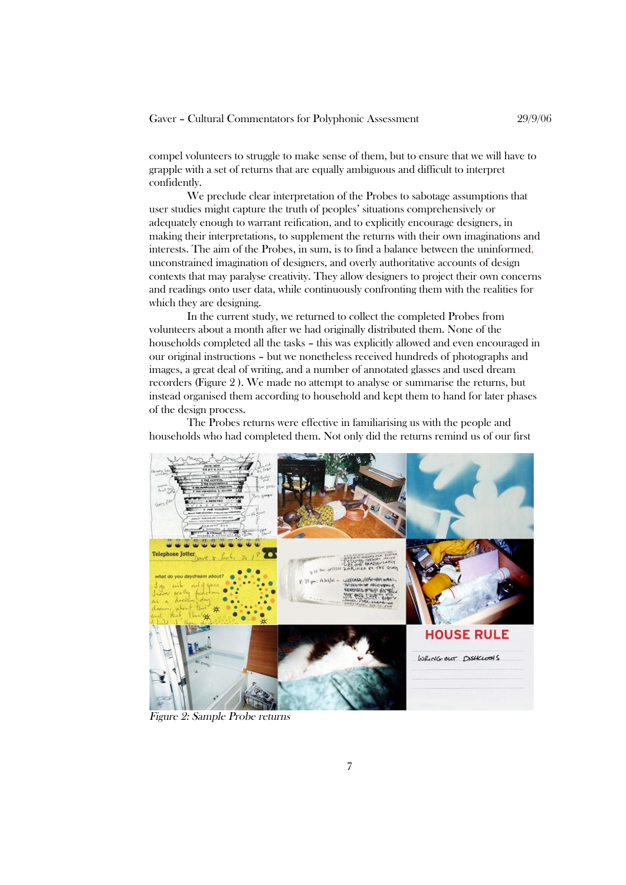compel volunteers to struggle to make sense of them, but to ensure that we will have to grapple with a set of returns that are equally ambiguous and difficult to interpret confidently.

We preclude clear interpretation of the Probes to sabotage assumptions that user studies might capture the truth of peoples' situations comprehensively or adequately enough to warrant reification, and to explicitly encourage designers, in making their interpretations, to supplement the returns with their own imaginations and interests. The aim of the Probes, in sum, is to find a balance between the uninformed, unconstrained imagination of designers, and overly authoritative accounts of design contexts that may paralyse creativity. They allow designers to project their own concerns and readings onto user data, while continuously confronting them with the realities for which they are designing.

In the current study, we returned to collect the completed Probes from volunteers about a month after we had originally distributed them. None of the households completed all the tasks – this was explicitly allowed and even encouraged in our original instructions – but we nonetheless received hundreds of photographs and images, a great deal of writing, and a number of annotated glasses and used dream recorders (Figure 2 ). We made no attempt to analyse or summarise the returns, but instead organised them according to household and kept them to hand for later phases of the design process.

The Probes returns were effective in familiarising us with the people and households who had completed them. Not only did the returns remind us of our first

*Figure 2: Sample Probe returns*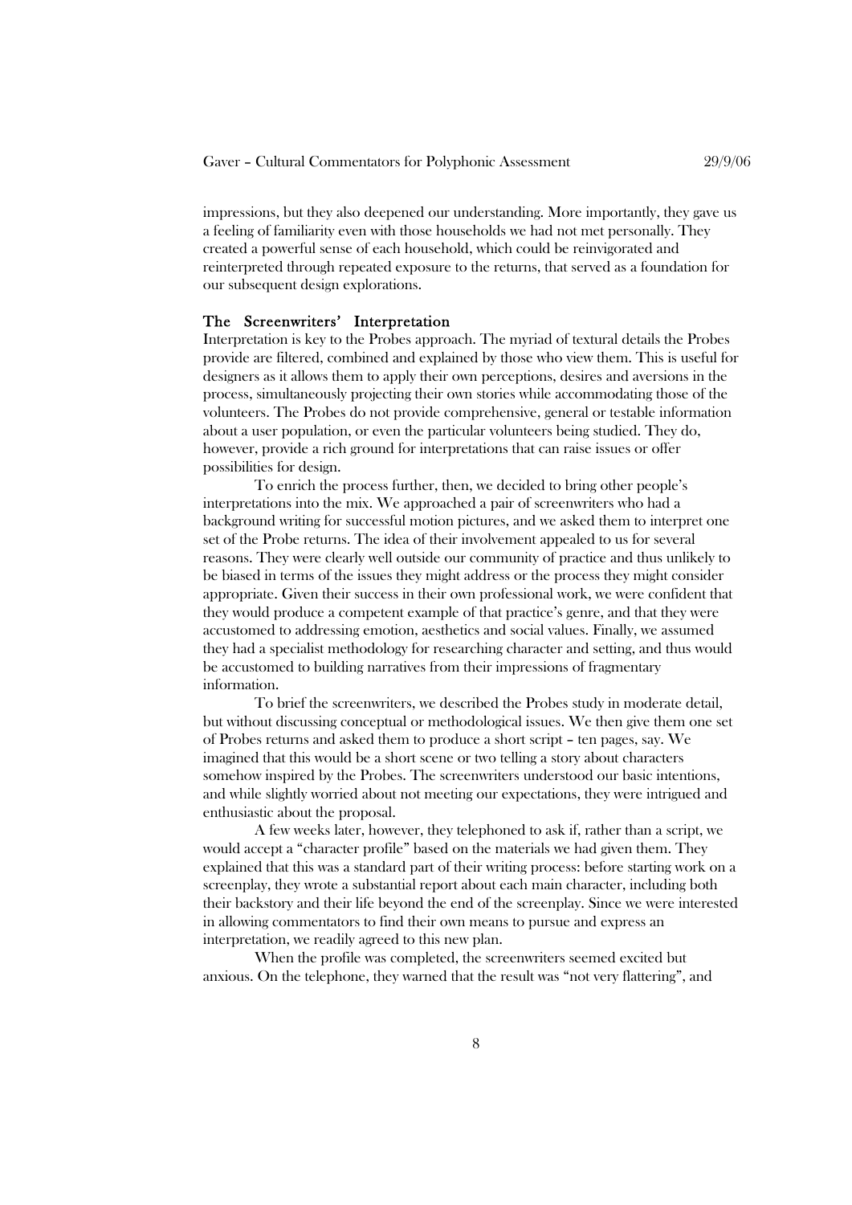impressions, but they also deepened our understanding. More importantly, they gave us a feeling of familiarity even with those households we had not met personally. They created a powerful sense of each household, which could be reinvigorated and reinterpreted through repeated exposure to the returns, that served as a foundation for our subsequent design explorations.

### The Screenwriters' Interpretation

Interpretation is key to the Probes approach. The myriad of textural details the Probes provide are filtered, combined and explained by those who view them. This is useful for designers as it allows them to apply their own perceptions, desires and aversions in the process, simultaneously projecting their own stories while accommodating those of the volunteers. The Probes do not provide comprehensive, general or testable information about a user population, or even the particular volunteers being studied. They do, however, provide a rich ground for interpretations that can raise issues or offer possibilities for design.

To enrich the process further, then, we decided to bring other people's interpretations into the mix. We approached a pair of screenwriters who had a background writing for successful motion pictures, and we asked them to interpret one set of the Probe returns. The idea of their involvement appealed to us for several reasons. They were clearly well outside our community of practice and thus unlikely to be biased in terms of the issues they might address or the process they might consider appropriate. Given their success in their own professional work, we were confident that they would produce a competent example of that practice's genre, and that they were accustomed to addressing emotion, aesthetics and social values. Finally, we assumed they had a specialist methodology for researching character and setting, and thus would be accustomed to building narratives from their impressions of fragmentary information.

To brief the screenwriters, we described the Probes study in moderate detail, but without discussing conceptual or methodological issues. We then give them one set of Probes returns and asked them to produce a short script – ten pages, say. We imagined that this would be a short scene or two telling a story about characters somehow inspired by the Probes. The screenwriters understood our basic intentions, and while slightly worried about not meeting our expectations, they were intrigued and enthusiastic about the proposal.

A few weeks later, however, they telephoned to ask if, rather than a script, we would accept a "character profile" based on the materials we had given them. They explained that this was a standard part of their writing process: before starting work on a screenplay, they wrote a substantial report about each main character, including both their backstory and their life beyond the end of the screenplay. Since we were interested in allowing commentators to find their own means to pursue and express an interpretation, we readily agreed to this new plan.

When the profile was completed, the screenwriters seemed excited but anxious. On the telephone, they warned that the result was "not very flattering", and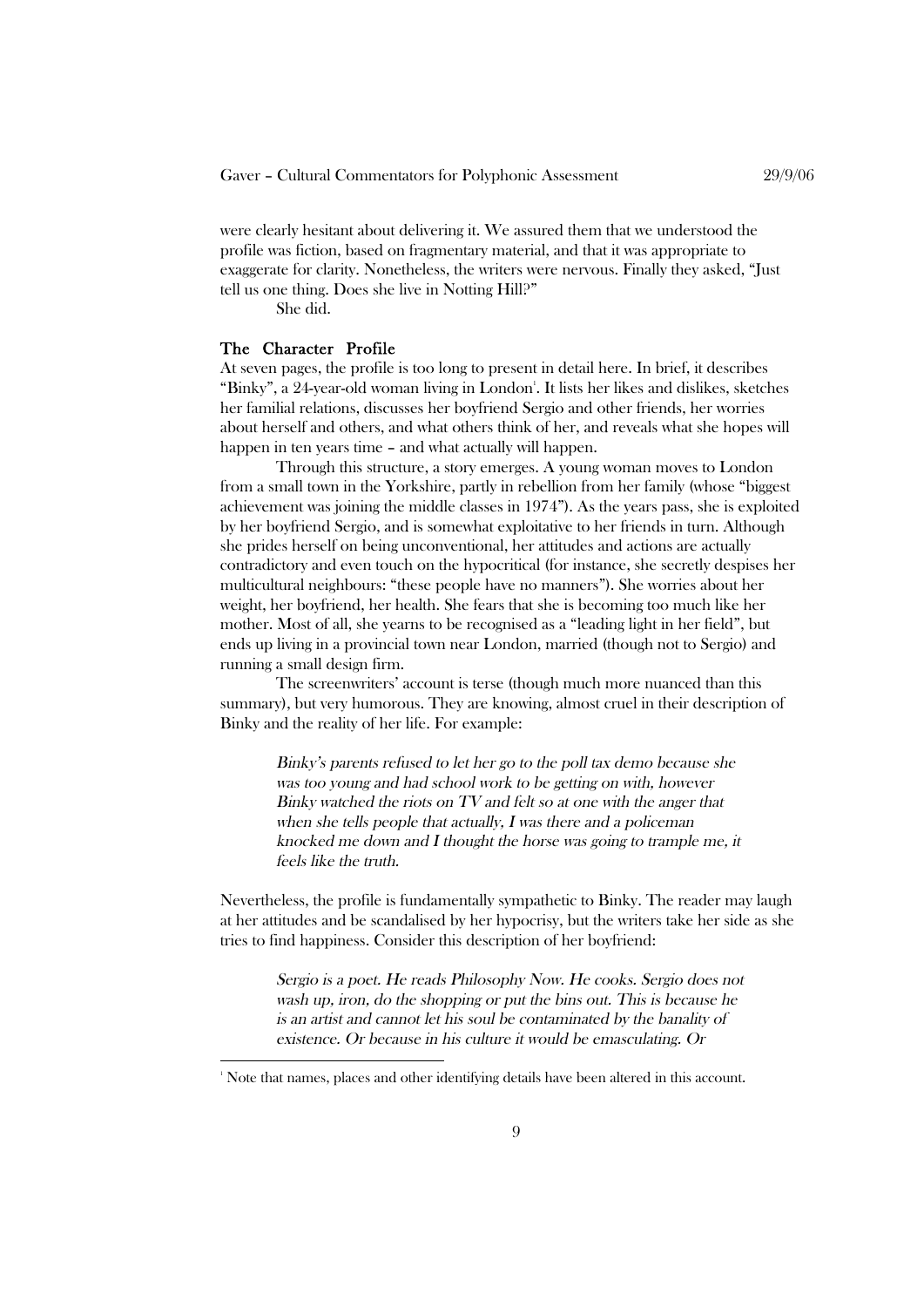were clearly hesitant about delivering it. We assured them that we understood the profile was fiction, based on fragmentary material, and that it was appropriate to exaggerate for clarity. Nonetheless, the writers were nervous. Finally they asked, "Just tell us one thing. Does she live in Notting Hill?"

She did.

### The Character Profile

At seven pages, the profile is too long to present in detail here. In brief, it describes "Binky", a 24-year-old woman living in London[1]. It lists her likes and dislikes, sketches her familial relations, discusses her boyfriend Sergio and other friends, her worries about herself and others, and what others think of her, and reveals what she hopes will happen in ten years time – and what actually will happen.

Through this structure, a story emerges. A young woman moves to London from a small town in the Yorkshire, partly in rebellion from her family (whose "biggest achievement was joining the middle classes in 1974"). As the years pass, she is exploited by her boyfriend Sergio, and is somewhat exploitative to her friends in turn. Although she prides herself on being unconventional, her attitudes and actions are actually contradictory and even touch on the hypocritical (for instance, she secretly despises her multicultural neighbours: "these people have no manners"). She worries about her weight, her boyfriend, her health. She fears that she is becoming too much like her mother. Most of all, she yearns to be recognised as a "leading light in her field", but ends up living in a provincial town near London, married (though not to Sergio) and running a small design firm.

The screenwriters' account is terse (though much more nuanced than this summary), but very humorous. They are knowing, almost cruel in their description of Binky and the reality of her life. For example:

> *Binky's parents refused to let her go to the poll tax demo because she was too young and had school work to be getting on with, however Binky watched the riots on TV and felt so at one with the anger that when she tells people that actually, I was there and a policeman knocked me down and I thought the horse was going to trample me, it feels like the truth.*

Nevertheless, the profile is fundamentally sympathetic to Binky. The reader may laugh at her attitudes and be scandalised by her hypocrisy, but the writers take her side as she tries to find happiness. Consider this description of her boyfriend:

> *Sergio is a poet. He reads Philosophy Now. He cooks. Sergio does not wash up, iron, do the shopping or put the bins out. This is because he is an artist and cannot let his soul be contaminated by the banality of existence. Or because in his culture it would be emasculating. Or*

[1] Note that names, places and other identifying details have been altered in this account.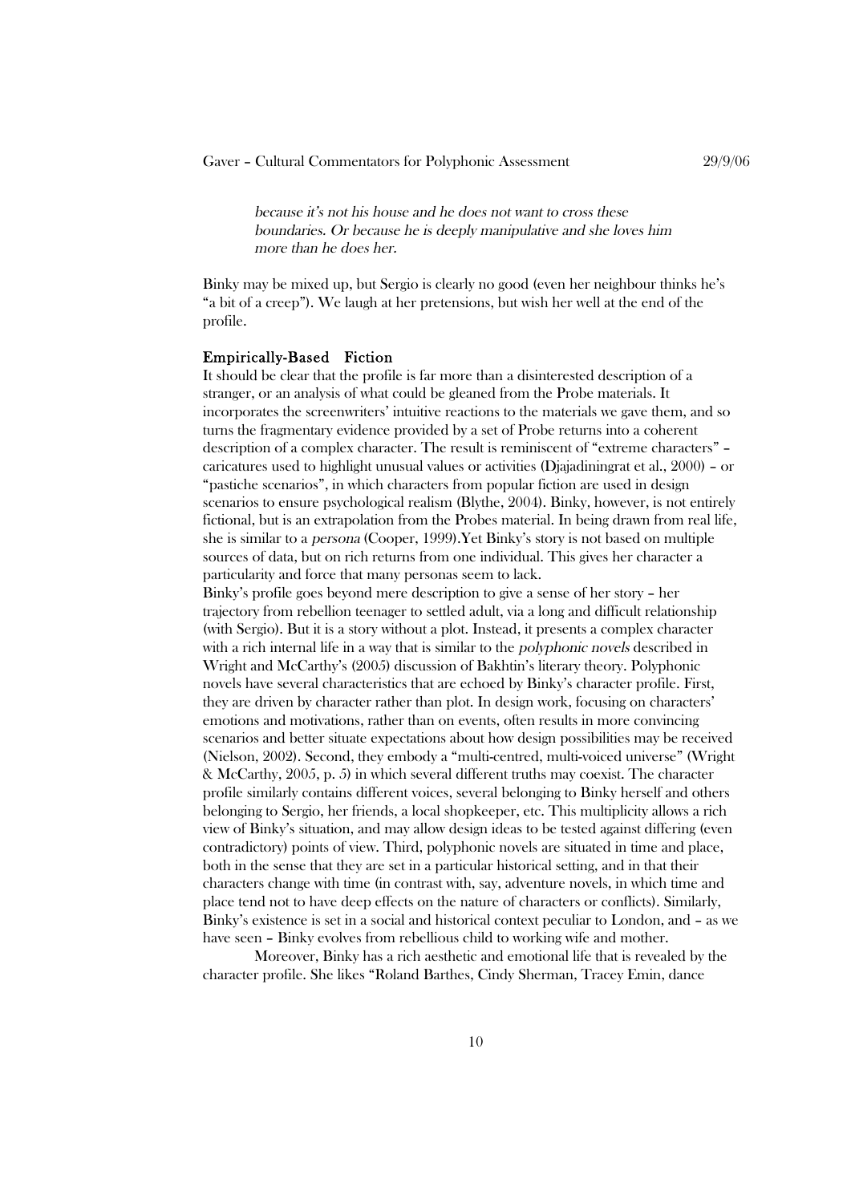*because it's not his house and he does not want to cross these boundaries. Or because he is deeply manipulative and she loves him more than he does her.*

Binky may be mixed up, but Sergio is clearly no good (even her neighbour thinks he's "a bit of a creep"). We laugh at her pretensions, but wish her well at the end of the profile.

### Empirically-Based Fiction

It should be clear that the profile is far more than a disinterested description of a stranger, or an analysis of what could be gleaned from the Probe materials. It incorporates the screenwriters' intuitive reactions to the materials we gave them, and so turns the fragmentary evidence provided by a set of Probe returns into a coherent description of a complex character. The result is reminiscent of "extreme characters" – caricatures used to highlight unusual values or activities (Djajadiningrat et al., 2000) – or "pastiche scenarios", in which characters from popular fiction are used in design scenarios to ensure psychological realism (Blythe, 2004). Binky, however, is not entirely fictional, but is an extrapolation from the Probes material. In being drawn from real life, she is similar to a *persona* (Cooper, 1999).Yet Binky's story is not based on multiple sources of data, but on rich returns from one individual. This gives her character a particularity and force that many personas seem to lack.

Binky's profile goes beyond mere description to give a sense of her story – her trajectory from rebellion teenager to settled adult, via a long and difficult relationship (with Sergio). But it is a story without a plot. Instead, it presents a complex character with a rich internal life in a way that is similar to the *polyphonic novels* described in Wright and McCarthy's (2005) discussion of Bakhtin's literary theory. Polyphonic novels have several characteristics that are echoed by Binky's character profile. First, they are driven by character rather than plot. In design work, focusing on characters' emotions and motivations, rather than on events, often results in more convincing scenarios and better situate expectations about how design possibilities may be received (Nielson, 2002). Second, they embody a "multi-centred, multi-voiced universe" (Wright & McCarthy, 2005, p. 5) in which several different truths may coexist. The character profile similarly contains different voices, several belonging to Binky herself and others belonging to Sergio, her friends, a local shopkeeper, etc. This multiplicity allows a rich view of Binky's situation, and may allow design ideas to be tested against differing (even contradictory) points of view. Third, polyphonic novels are situated in time and place, both in the sense that they are set in a particular historical setting, and in that their characters change with time (in contrast with, say, adventure novels, in which time and place tend not to have deep effects on the nature of characters or conflicts). Similarly, Binky's existence is set in a social and historical context peculiar to London, and – as we have seen – Binky evolves from rebellious child to working wife and mother.

Moreover, Binky has a rich aesthetic and emotional life that is revealed by the character profile. She likes "Roland Barthes, Cindy Sherman, Tracey Emin, dance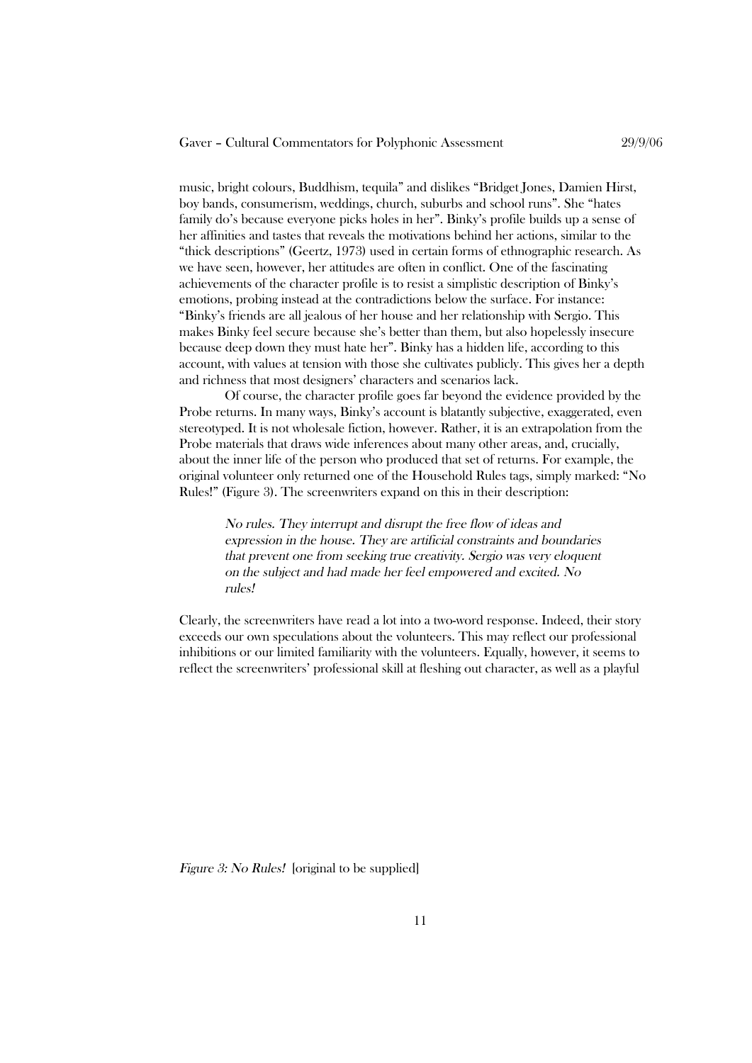music, bright colours, Buddhism, tequila" and dislikes "Bridget Jones, Damien Hirst, boy bands, consumerism, weddings, church, suburbs and school runs". She "hates family do's because everyone picks holes in her". Binky's profile builds up a sense of her affinities and tastes that reveals the motivations behind her actions, similar to the "thick descriptions" (Geertz, 1973) used in certain forms of ethnographic research. As we have seen, however, her attitudes are often in conflict. One of the fascinating achievements of the character profile is to resist a simplistic description of Binky's emotions, probing instead at the contradictions below the surface. For instance: "Binky's friends are all jealous of her house and her relationship with Sergio. This makes Binky feel secure because she's better than them, but also hopelessly insecure because deep down they must hate her". Binky has a hidden life, according to this account, with values at tension with those she cultivates publicly. This gives her a depth and richness that most designers' characters and scenarios lack.

Of course, the character profile goes far beyond the evidence provided by the Probe returns. In many ways, Binky's account is blatantly subjective, exaggerated, even stereotyped. It is not wholesale fiction, however. Rather, it is an extrapolation from the Probe materials that draws wide inferences about many other areas, and, crucially, about the inner life of the person who produced that set of returns. For example, the original volunteer only returned one of the Household Rules tags, simply marked: "No Rules!" (Figure 3). The screenwriters expand on this in their description:

> *No rules. They interrupt and disrupt the free flow of ideas and expression in the house. They are artificial constraints and boundaries that prevent one from seeking true creativity. Sergio was very eloquent on the subject and had made her feel empowered and excited. No rules!*

Clearly, the screenwriters have read a lot into a two-word response. Indeed, their story exceeds our own speculations about the volunteers. This may reflect our professional inhibitions or our limited familiarity with the volunteers. Equally, however, it seems to reflect the screenwriters' professional skill at fleshing out character, as well as a playful

*Figure 3: No Rules!* [original to be supplied]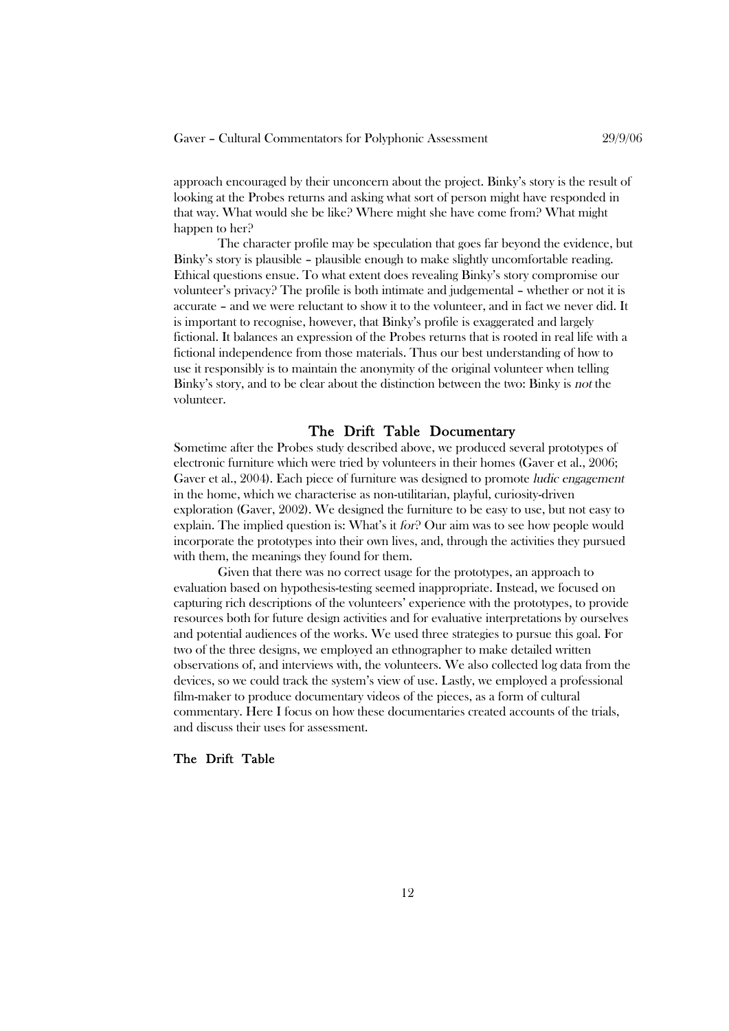approach encouraged by their unconcern about the project. Binky's story is the result of looking at the Probes returns and asking what sort of person might have responded in that way. What would she be like? Where might she have come from? What might happen to her?

The character profile may be speculation that goes far beyond the evidence, but Binky's story is plausible – plausible enough to make slightly uncomfortable reading. Ethical questions ensue. To what extent does revealing Binky's story compromise our volunteer's privacy? The profile is both intimate and judgemental – whether or not it is accurate – and we were reluctant to show it to the volunteer, and in fact we never did. It is important to recognise, however, that Binky's profile is exaggerated and largely fictional. It balances an expression of the Probes returns that is rooted in real life with a fictional independence from those materials. Thus our best understanding of how to use it responsibly is to maintain the anonymity of the original volunteer when telling Binky's story, and to be clear about the distinction between the two: Binky is *not* the volunteer.

## The Drift Table Documentary

Sometime after the Probes study described above, we produced several prototypes of electronic furniture which were tried by volunteers in their homes (Gaver et al., 2006; Gaver et al., 2004). Each piece of furniture was designed to promote *ludic engagement* in the home, which we characterise as non-utilitarian, playful, curiosity-driven exploration (Gaver, 2002). We designed the furniture to be easy to use, but not easy to explain. The implied question is: What's it *for*? Our aim was to see how people would incorporate the prototypes into their own lives, and, through the activities they pursued with them, the meanings they found for them.

Given that there was no correct usage for the prototypes, an approach to evaluation based on hypothesis-testing seemed inappropriate. Instead, we focused on capturing rich descriptions of the volunteers' experience with the prototypes, to provide resources both for future design activities and for evaluative interpretations by ourselves and potential audiences of the works. We used three strategies to pursue this goal. For two of the three designs, we employed an ethnographer to make detailed written observations of, and interviews with, the volunteers. We also collected log data from the devices, so we could track the system's view of use. Lastly, we employed a professional film-maker to produce documentary videos of the pieces, as a form of cultural commentary. Here I focus on how these documentaries created accounts of the trials, and discuss their uses for assessment.

### The Drift Table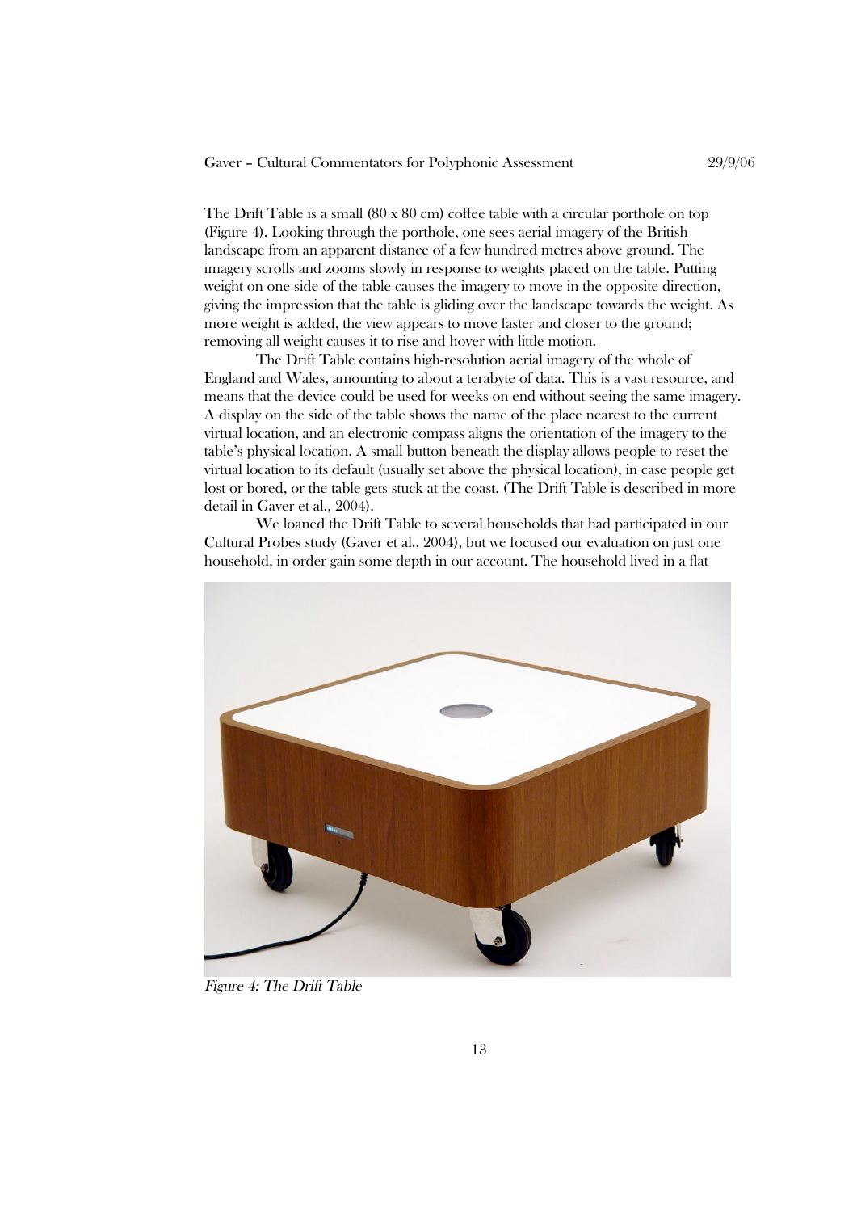The Drift Table is a small (80 x 80 cm) coffee table with a circular porthole on top (Figure 4). Looking through the porthole, one sees aerial imagery of the British landscape from an apparent distance of a few hundred metres above ground. The imagery scrolls and zooms slowly in response to weights placed on the table. Putting weight on one side of the table causes the imagery to move in the opposite direction, giving the impression that the table is gliding over the landscape towards the weight. As more weight is added, the view appears to move faster and closer to the ground; removing all weight causes it to rise and hover with little motion.

The Drift Table contains high-resolution aerial imagery of the whole of England and Wales, amounting to about a terabyte of data. This is a vast resource, and means that the device could be used for weeks on end without seeing the same imagery. A display on the side of the table shows the name of the place nearest to the current virtual location, and an electronic compass aligns the orientation of the imagery to the table's physical location. A small button beneath the display allows people to reset the virtual location to its default (usually set above the physical location), in case people get lost or bored, or the table gets stuck at the coast. (The Drift Table is described in more detail in Gaver et al., 2004).

We loaned the Drift Table to several households that had participated in our Cultural Probes study (Gaver et al., 2004), but we focused our evaluation on just one household, in order gain some depth in our account. The household lived in a flat

*Figure 4: The Drift Table*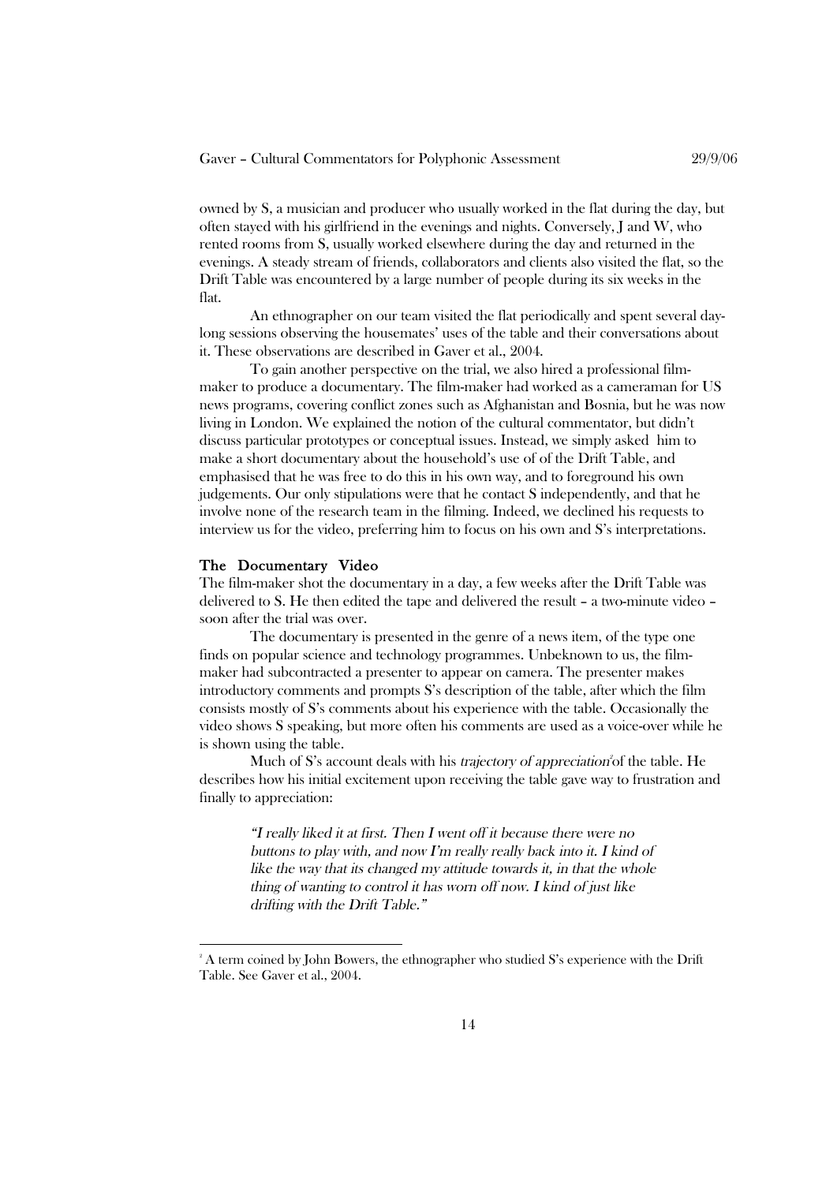owned by S, a musician and producer who usually worked in the flat during the day, but often stayed with his girlfriend in the evenings and nights. Conversely, J and W, who rented rooms from S, usually worked elsewhere during the day and returned in the evenings. A steady stream of friends, collaborators and clients also visited the flat, so the Drift Table was encountered by a large number of people during its six weeks in the flat.

An ethnographer on our team visited the flat periodically and spent several day-long sessions observing the housemates' uses of the table and their conversations about it. These observations are described in Gaver et al., 2004.

To gain another perspective on the trial, we also hired a professional film-maker to produce a documentary. The film-maker had worked as a cameraman for US news programs, covering conflict zones such as Afghanistan and Bosnia, but he was now living in London. We explained the notion of the cultural commentator, but didn't discuss particular prototypes or conceptual issues. Instead, we simply asked him to make a short documentary about the household's use of of the Drift Table, and emphasised that he was free to do this in his own way, and to foreground his own judgements. Our only stipulations were that he contact S independently, and that he involve none of the research team in the filming. Indeed, we declined his requests to interview us for the video, preferring him to focus on his own and S's interpretations.

## The Documentary Video

The film-maker shot the documentary in a day, a few weeks after the Drift Table was delivered to S. He then edited the tape and delivered the result – a two-minute video – soon after the trial was over.

The documentary is presented in the genre of a news item, of the type one finds on popular science and technology programmes. Unbeknown to us, the film-maker had subcontracted a presenter to appear on camera. The presenter makes introductory comments and prompts S's description of the table, after which the film consists mostly of S's comments about his experience with the table. Occasionally the video shows S speaking, but more often his comments are used as a voice-over while he is shown using the table.

Much of S's account deals with his *trajectory of appreciation*[2] of the table. He describes how his initial excitement upon receiving the table gave way to frustration and finally to appreciation:

> *"I really liked it at first. Then I went off it because there were no buttons to play with, and now I'm really really back into it. I kind of like the way that its changed my attitude towards it, in that the whole thing of wanting to control it has worn off now. I kind of just like drifting with the Drift Table."*

[2] A term coined by John Bowers, the ethnographer who studied S's experience with the Drift Table. See Gaver et al., 2004.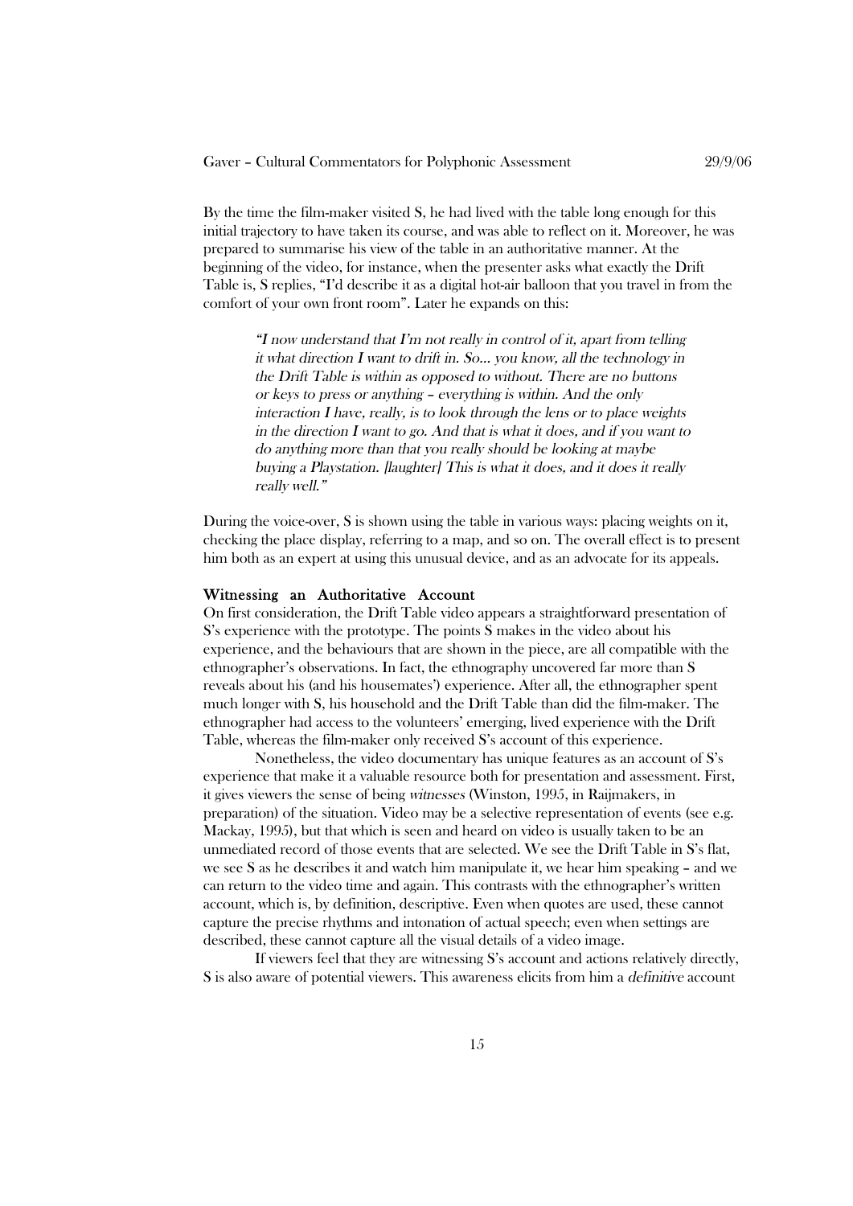By the time the film-maker visited S, he had lived with the table long enough for this initial trajectory to have taken its course, and was able to reflect on it. Moreover, he was prepared to summarise his view of the table in an authoritative manner. At the beginning of the video, for instance, when the presenter asks what exactly the Drift Table is, S replies, "I'd describe it as a digital hot-air balloon that you travel in from the comfort of your own front room". Later he expands on this:

> *"I now understand that I'm not really in control of it, apart from telling it what direction I want to drift in. So… you know, all the technology in the Drift Table is within as opposed to without. There are no buttons or keys to press or anything – everything is within. And the only interaction I have, really, is to look through the lens or to place weights in the direction I want to go. And that is what it does, and if you want to do anything more than that you really should be looking at maybe buying a Playstation. [laughter] This is what it does, and it does it really really well."*

During the voice-over, S is shown using the table in various ways: placing weights on it, checking the place display, referring to a map, and so on. The overall effect is to present him both as an expert at using this unusual device, and as an advocate for its appeals.

### Witnessing an Authoritative Account

On first consideration, the Drift Table video appears a straightforward presentation of S's experience with the prototype. The points S makes in the video about his experience, and the behaviours that are shown in the piece, are all compatible with the ethnographer's observations. In fact, the ethnography uncovered far more than S reveals about his (and his housemates') experience. After all, the ethnographer spent much longer with S, his household and the Drift Table than did the film-maker. The ethnographer had access to the volunteers' emerging, lived experience with the Drift Table, whereas the film-maker only received S's account of this experience.

Nonetheless, the video documentary has unique features as an account of S's experience that make it a valuable resource both for presentation and assessment. First, it gives viewers the sense of being *witnesses* (Winston, 1995, in Raijmakers, in preparation) of the situation. Video may be a selective representation of events (see e.g. Mackay, 1995), but that which is seen and heard on video is usually taken to be an unmediated record of those events that are selected. We see the Drift Table in S's flat, we see S as he describes it and watch him manipulate it, we hear him speaking – and we can return to the video time and again. This contrasts with the ethnographer's written account, which is, by definition, descriptive. Even when quotes are used, these cannot capture the precise rhythms and intonation of actual speech; even when settings are described, these cannot capture all the visual details of a video image.

If viewers feel that they are witnessing S's account and actions relatively directly, S is also aware of potential viewers. This awareness elicits from him a *definitive* account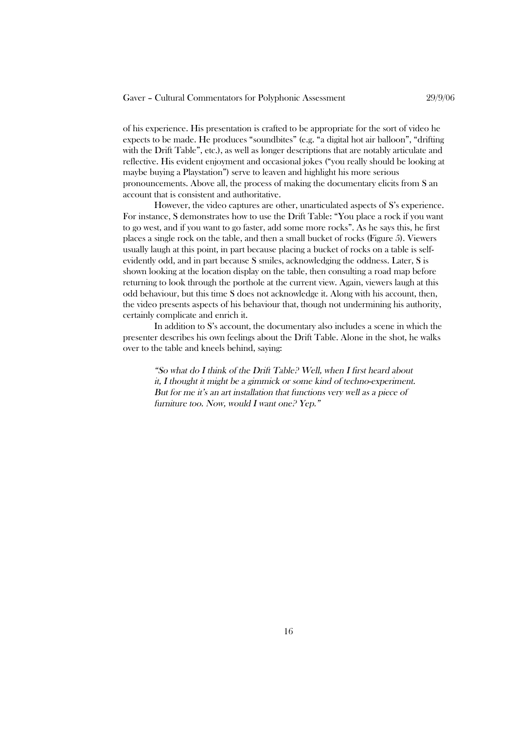of his experience. His presentation is crafted to be appropriate for the sort of video he expects to be made. He produces "soundbites" (e.g. "a digital hot air balloon", "drifting with the Drift Table", etc.), as well as longer descriptions that are notably articulate and reflective. His evident enjoyment and occasional jokes ("you really should be looking at maybe buying a Playstation") serve to leaven and highlight his more serious pronouncements. Above all, the process of making the documentary elicits from S an account that is consistent and authoritative.

However, the video captures are other, unarticulated aspects of S's experience. For instance, S demonstrates how to use the Drift Table: "You place a rock if you want to go west, and if you want to go faster, add some more rocks". As he says this, he first places a single rock on the table, and then a small bucket of rocks (Figure 5). Viewers usually laugh at this point, in part because placing a bucket of rocks on a table is self-evidently odd, and in part because S smiles, acknowledging the oddness. Later, S is shown looking at the location display on the table, then consulting a road map before returning to look through the porthole at the current view. Again, viewers laugh at this odd behaviour, but this time S does not acknowledge it. Along with his account, then, the video presents aspects of his behaviour that, though not undermining his authority, certainly complicate and enrich it.

In addition to S's account, the documentary also includes a scene in which the presenter describes his own feelings about the Drift Table. Alone in the shot, he walks over to the table and kneels behind, saying:

> *"So what do I think of the Drift Table? Well, when I first heard about it, I thought it might be a gimmick or some kind of techno-experiment. But for me it's an art installation that functions very well as a piece of furniture too. Now, would I want one? Yep."*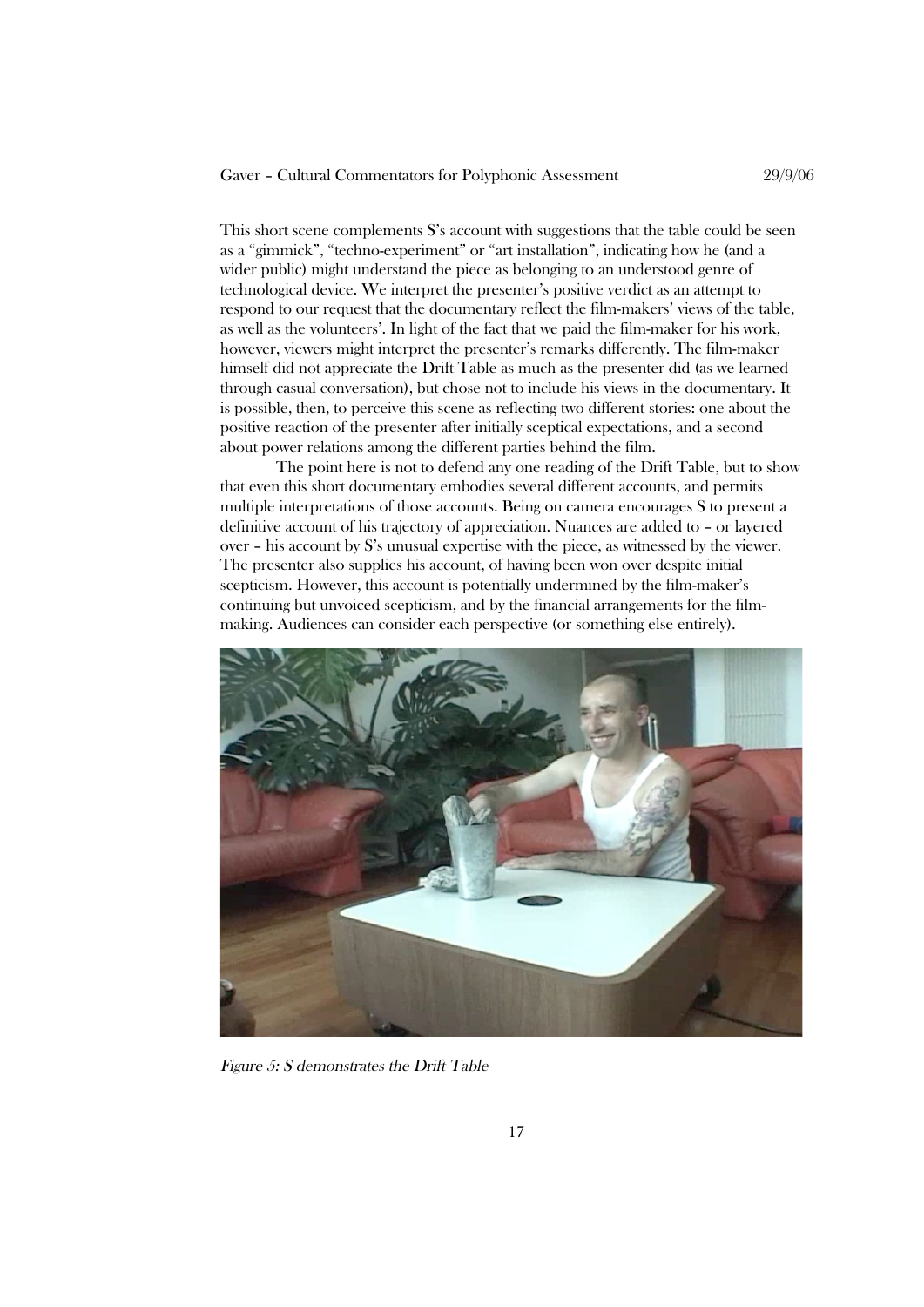This short scene complements S's account with suggestions that the table could be seen as a "gimmick", "techno-experiment" or "art installation", indicating how he (and a wider public) might understand the piece as belonging to an understood genre of technological device. We interpret the presenter's positive verdict as an attempt to respond to our request that the documentary reflect the film-makers' views of the table, as well as the volunteers'. In light of the fact that we paid the film-maker for his work, however, viewers might interpret the presenter's remarks differently. The film-maker himself did not appreciate the Drift Table as much as the presenter did (as we learned through casual conversation), but chose not to include his views in the documentary. It is possible, then, to perceive this scene as reflecting two different stories: one about the positive reaction of the presenter after initially sceptical expectations, and a second about power relations among the different parties behind the film.

The point here is not to defend any one reading of the Drift Table, but to show that even this short documentary embodies several different accounts, and permits multiple interpretations of those accounts. Being on camera encourages S to present a definitive account of his trajectory of appreciation. Nuances are added to – or layered over – his account by S's unusual expertise with the piece, as witnessed by the viewer. The presenter also supplies his account, of having been won over despite initial scepticism. However, this account is potentially undermined by the film-maker's continuing but unvoiced scepticism, and by the financial arrangements for the film-making. Audiences can consider each perspective (or something else entirely).

*Figure 5: S demonstrates the Drift Table*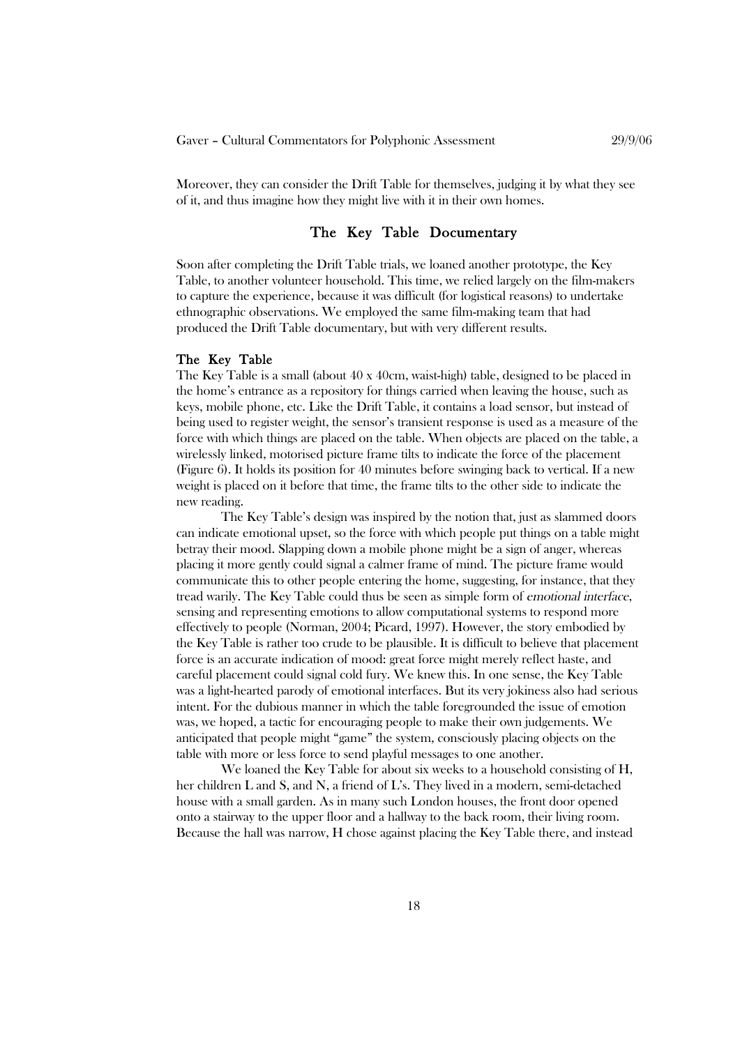Moreover, they can consider the Drift Table for themselves, judging it by what they see of it, and thus imagine how they might live with it in their own homes.

## The Key Table Documentary

Soon after completing the Drift Table trials, we loaned another prototype, the Key Table, to another volunteer household. This time, we relied largely on the film-makers to capture the experience, because it was difficult (for logistical reasons) to undertake ethnographic observations. We employed the same film-making team that had produced the Drift Table documentary, but with very different results.

### The Key Table

The Key Table is a small (about 40 x 40cm, waist-high) table, designed to be placed in the home's entrance as a repository for things carried when leaving the house, such as keys, mobile phone, etc. Like the Drift Table, it contains a load sensor, but instead of being used to register weight, the sensor's transient response is used as a measure of the force with which things are placed on the table. When objects are placed on the table, a wirelessly linked, motorised picture frame tilts to indicate the force of the placement (Figure 6). It holds its position for 40 minutes before swinging back to vertical. If a new weight is placed on it before that time, the frame tilts to the other side to indicate the new reading.

The Key Table's design was inspired by the notion that, just as slammed doors can indicate emotional upset, so the force with which people put things on a table might betray their mood. Slapping down a mobile phone might be a sign of anger, whereas placing it more gently could signal a calmer frame of mind. The picture frame would communicate this to other people entering the home, suggesting, for instance, that they tread warily. The Key Table could thus be seen as simple form of *emotional interface*, sensing and representing emotions to allow computational systems to respond more effectively to people (Norman, 2004; Picard, 1997). However, the story embodied by the Key Table is rather too crude to be plausible. It is difficult to believe that placement force is an accurate indication of mood: great force might merely reflect haste, and careful placement could signal cold fury. We knew this. In one sense, the Key Table was a light-hearted parody of emotional interfaces. But its very jokiness also had serious intent. For the dubious manner in which the table foregrounded the issue of emotion was, we hoped, a tactic for encouraging people to make their own judgements. We anticipated that people might "game" the system, consciously placing objects on the table with more or less force to send playful messages to one another.

We loaned the Key Table for about six weeks to a household consisting of H, her children L and S, and N, a friend of L's. They lived in a modern, semi-detached house with a small garden. As in many such London houses, the front door opened onto a stairway to the upper floor and a hallway to the back room, their living room. Because the hall was narrow, H chose against placing the Key Table there, and instead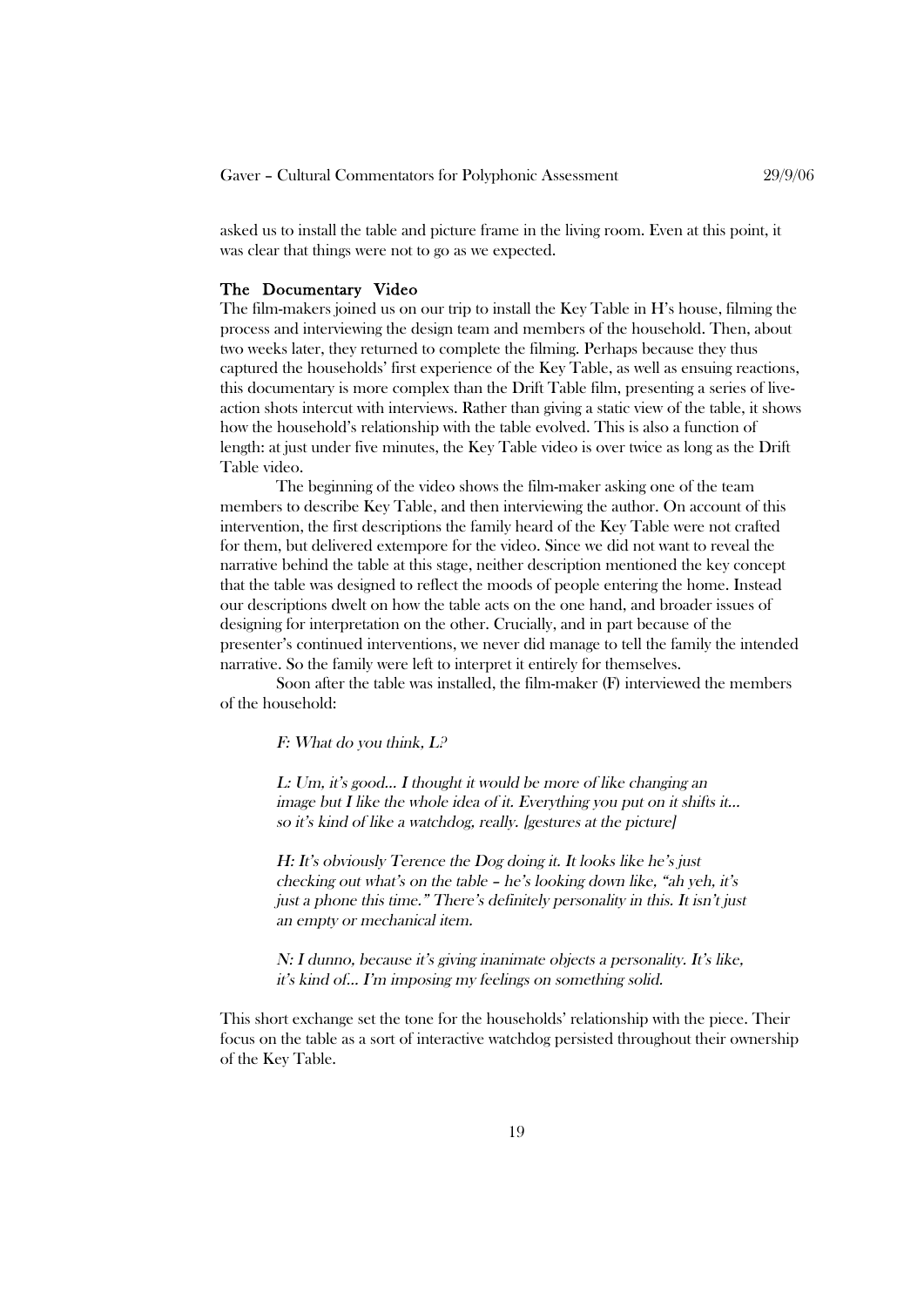asked us to install the table and picture frame in the living room. Even at this point, it was clear that things were not to go as we expected.

## The Documentary Video

The film-makers joined us on our trip to install the Key Table in H's house, filming the process and interviewing the design team and members of the household. Then, about two weeks later, they returned to complete the filming. Perhaps because they thus captured the households' first experience of the Key Table, as well as ensuing reactions, this documentary is more complex than the Drift Table film, presenting a series of live-action shots intercut with interviews. Rather than giving a static view of the table, it shows how the household's relationship with the table evolved. This is also a function of length: at just under five minutes, the Key Table video is over twice as long as the Drift Table video.

The beginning of the video shows the film-maker asking one of the team members to describe Key Table, and then interviewing the author. On account of this intervention, the first descriptions the family heard of the Key Table were not crafted for them, but delivered extempore for the video. Since we did not want to reveal the narrative behind the table at this stage, neither description mentioned the key concept that the table was designed to reflect the moods of people entering the home. Instead our descriptions dwelt on how the table acts on the one hand, and broader issues of designing for interpretation on the other. Crucially, and in part because of the presenter's continued interventions, we never did manage to tell the family the intended narrative. So the family were left to interpret it entirely for themselves.

Soon after the table was installed, the film-maker (F) interviewed the members of the household:

> *F: What do you think, L?*
>
> *L: Um, it's good… I thought it would be more of like changing an image but I like the whole idea of it. Everything you put on it shifts it… so it's kind of like a watchdog, really. [gestures at the picture]*
>
> *H: It's obviously Terence the Dog doing it. It looks like he's just checking out what's on the table – he's looking down like, "ah yeh, it's just a phone this time." There's definitely personality in this. It isn't just an empty or mechanical item.*
>
> *N: I dunno, because it's giving inanimate objects a personality. It's like, it's kind of… I'm imposing my feelings on something solid.*

This short exchange set the tone for the households' relationship with the piece. Their focus on the table as a sort of interactive watchdog persisted throughout their ownership of the Key Table.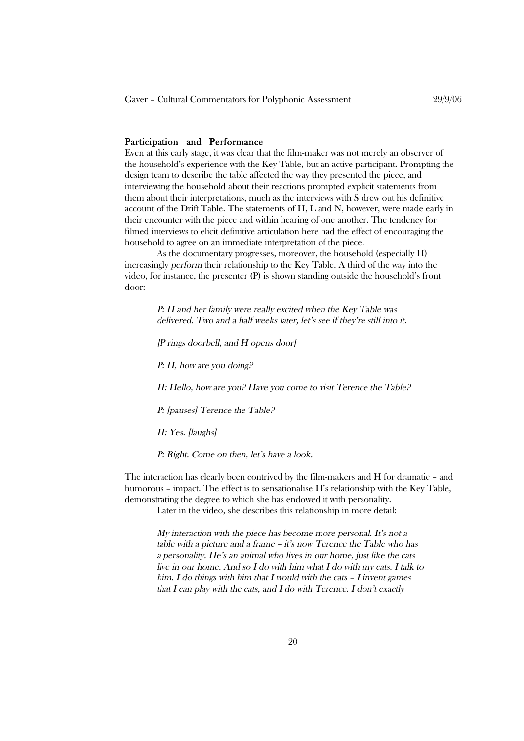## Participation and Performance

Even at this early stage, it was clear that the film-maker was not merely an observer of the household's experience with the Key Table, but an active participant. Prompting the design team to describe the table affected the way they presented the piece, and interviewing the household about their reactions prompted explicit statements from them about their interpretations, much as the interviews with S drew out his definitive account of the Drift Table. The statements of H, L and N, however, were made early in their encounter with the piece and within hearing of one another. The tendency for filmed interviews to elicit definitive articulation here had the effect of encouraging the household to agree on an immediate interpretation of the piece.

As the documentary progresses, moreover, the household (especially H) increasingly *perform* their relationship to the Key Table. A third of the way into the video, for instance, the presenter (P) is shown standing outside the household's front door:

> *P: H and her family were really excited when the Key Table was delivered. Two and a half weeks later, let's see if they're still into it.*
>
> *[P rings doorbell, and H opens door]*
>
> *P: H, how are you doing?*
>
> *H: Hello, how are you? Have you come to visit Terence the Table?*
>
> *P: [pauses] Terence the Table?*
>
> *H: Yes. [laughs]*
>
> *P: Right. Come on then, let's have a look.*

The interaction has clearly been contrived by the film-makers and H for dramatic – and humorous – impact. The effect is to sensationalise H's relationship with the Key Table, demonstrating the degree to which she has endowed it with personality.

Later in the video, she describes this relationship in more detail:

> *My interaction with the piece has become more personal. It's not a table with a picture and a frame – it's now Terence the Table who has a personality. He's an animal who lives in our home, just like the cats live in our home. And so I do with him what I do with my cats. I talk to him. I do things with him that I would with the cats – I invent games that I can play with the cats, and I do with Terence. I don't exactly*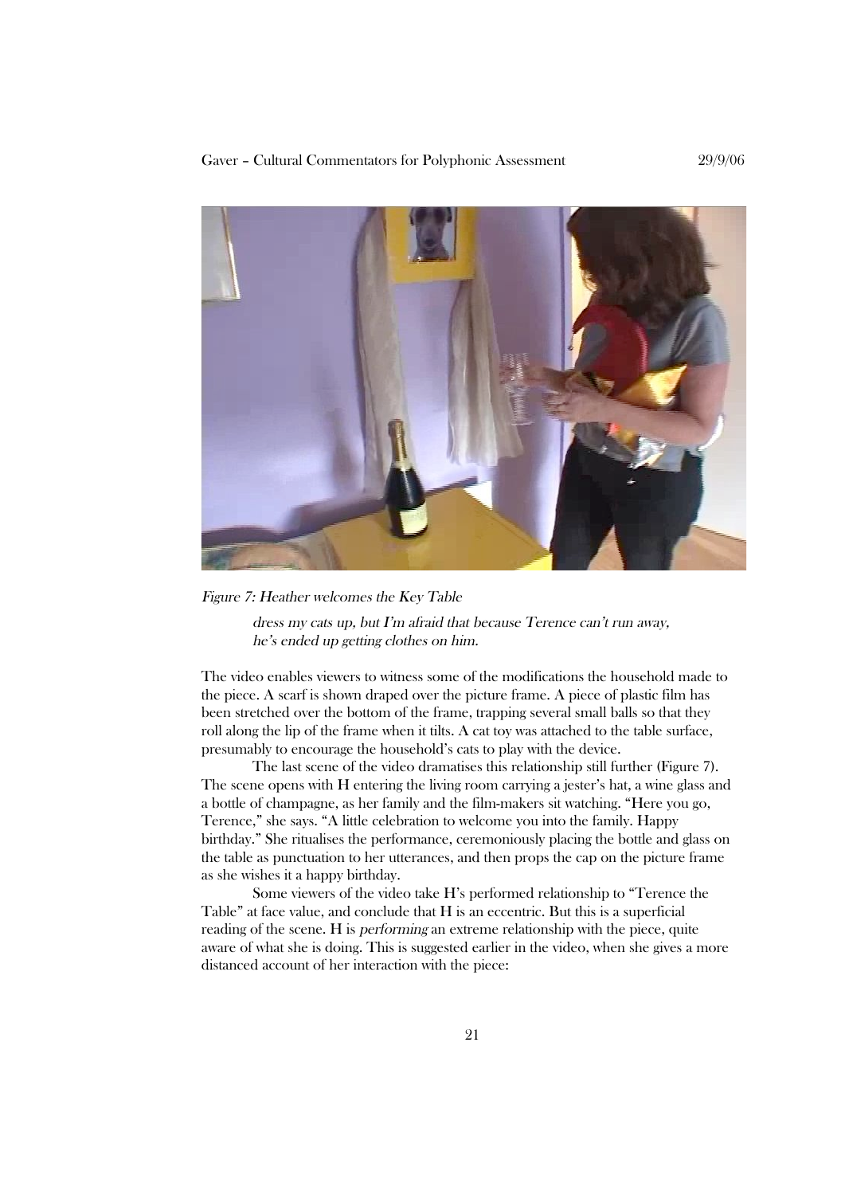*Figure 7: Heather welcomes the Key Table*

> *dress my cats up, but I'm afraid that because Terence can't run away, he's ended up getting clothes on him.*

The video enables viewers to witness some of the modifications the household made to the piece. A scarf is shown draped over the picture frame. A piece of plastic film has been stretched over the bottom of the frame, trapping several small balls so that they roll along the lip of the frame when it tilts. A cat toy was attached to the table surface, presumably to encourage the household's cats to play with the device.

The last scene of the video dramatises this relationship still further (Figure 7). The scene opens with H entering the living room carrying a jester's hat, a wine glass and a bottle of champagne, as her family and the film-makers sit watching. "Here you go, Terence," she says. "A little celebration to welcome you into the family. Happy birthday." She ritualises the performance, ceremoniously placing the bottle and glass on the table as punctuation to her utterances, and then props the cap on the picture frame as she wishes it a happy birthday.

Some viewers of the video take H's performed relationship to "Terence the Table" at face value, and conclude that H is an eccentric. But this is a superficial reading of the scene. H is *performing* an extreme relationship with the piece, quite aware of what she is doing. This is suggested earlier in the video, when she gives a more distanced account of her interaction with the piece: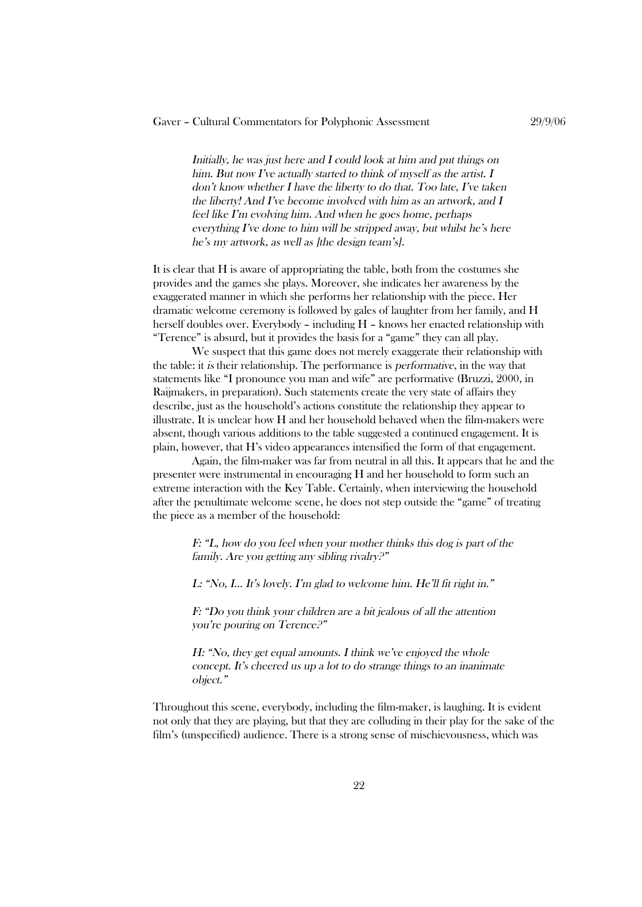*Initially, he was just here and I could look at him and put things on him. But now I've actually started to think of myself as the artist. I don't know whether I have the liberty to do that. Too late, I've taken the liberty! And I've become involved with him as an artwork, and I feel like I'm evolving him. And when he goes home, perhaps everything I've done to him will be stripped away, but whilst he's here he's my artwork, as well as [the design team's].*

It is clear that H is aware of appropriating the table, both from the costumes she provides and the games she plays. Moreover, she indicates her awareness by the exaggerated manner in which she performs her relationship with the piece. Her dramatic welcome ceremony is followed by gales of laughter from her family, and H herself doubles over. Everybody – including H – knows her enacted relationship with "Terence" is absurd, but it provides the basis for a "game" they can all play.

We suspect that this game does not merely exaggerate their relationship with the table: it *is* their relationship. The performance is *performative*, in the way that statements like "I pronounce you man and wife" are performative (Bruzzi, 2000, in Raijmakers, in preparation). Such statements create the very state of affairs they describe, just as the household's actions constitute the relationship they appear to illustrate. It is unclear how H and her household behaved when the film-makers were absent, though various additions to the table suggested a continued engagement. It is plain, however, that H's video appearances intensified the form of that engagement.

Again, the film-maker was far from neutral in all this. It appears that he and the presenter were instrumental in encouraging H and her household to form such an extreme interaction with the Key Table. Certainly, when interviewing the household after the penultimate welcome scene, he does not step outside the "game" of treating the piece as a member of the household:

*F: "L, how do you feel when your mother thinks this dog is part of the family. Are you getting any sibling rivalry?"*

*L: "No, I… It's lovely. I'm glad to welcome him. He'll fit right in."*

*F: "Do you think your children are a bit jealous of all the attention you're pouring on Terence?"*

*H: "No, they get equal amounts. I think we've enjoyed the whole concept. It's cheered us up a lot to do strange things to an inanimate object."*

Throughout this scene, everybody, including the film-maker, is laughing. It is evident not only that they are playing, but that they are colluding in their play for the sake of the film's (unspecified) audience. There is a strong sense of mischievousness, which was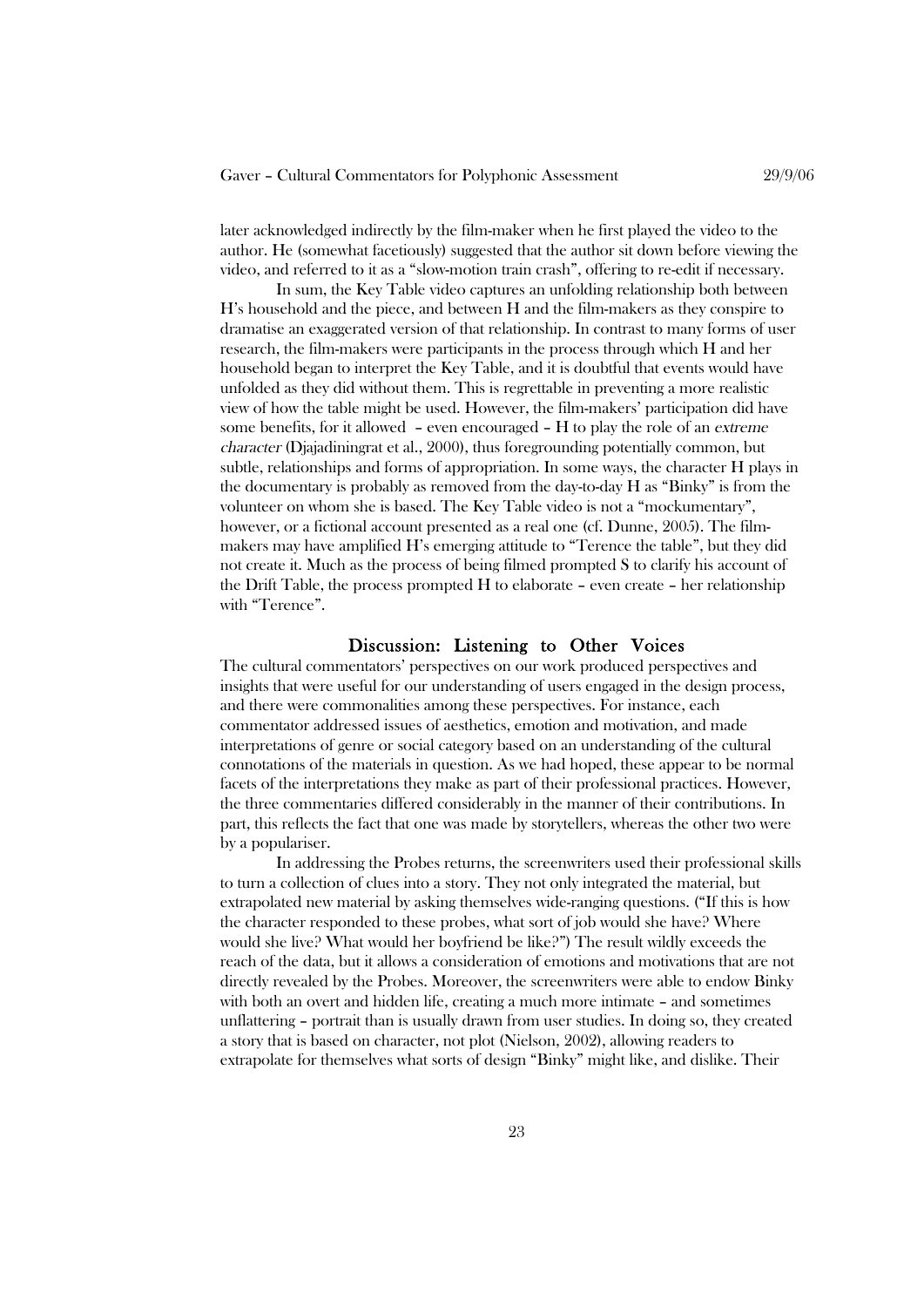later acknowledged indirectly by the film-maker when he first played the video to the author. He (somewhat facetiously) suggested that the author sit down before viewing the video, and referred to it as a "slow-motion train crash", offering to re-edit if necessary.

In sum, the Key Table video captures an unfolding relationship both between H's household and the piece, and between H and the film-makers as they conspire to dramatise an exaggerated version of that relationship. In contrast to many forms of user research, the film-makers were participants in the process through which H and her household began to interpret the Key Table, and it is doubtful that events would have unfolded as they did without them. This is regrettable in preventing a more realistic view of how the table might be used. However, the film-makers' participation did have some benefits, for it allowed – even encouraged – H to play the role of an *extreme character* (Djajadiningrat et al., 2000), thus foregrounding potentially common, but subtle, relationships and forms of appropriation. In some ways, the character H plays in the documentary is probably as removed from the day-to-day H as "Binky" is from the volunteer on whom she is based. The Key Table video is not a "mockumentary", however, or a fictional account presented as a real one (cf. Dunne, 2005). The film-makers may have amplified H's emerging attitude to "Terence the table", but they did not create it. Much as the process of being filmed prompted S to clarify his account of the Drift Table, the process prompted H to elaborate – even create – her relationship with "Terence".

## Discussion: Listening to Other Voices

The cultural commentators' perspectives on our work produced perspectives and insights that were useful for our understanding of users engaged in the design process, and there were commonalities among these perspectives. For instance, each commentator addressed issues of aesthetics, emotion and motivation, and made interpretations of genre or social category based on an understanding of the cultural connotations of the materials in question. As we had hoped, these appear to be normal facets of the interpretations they make as part of their professional practices. However, the three commentaries differed considerably in the manner of their contributions. In part, this reflects the fact that one was made by storytellers, whereas the other two were by a populariser.

In addressing the Probes returns, the screenwriters used their professional skills to turn a collection of clues into a story. They not only integrated the material, but extrapolated new material by asking themselves wide-ranging questions. ("If this is how the character responded to these probes, what sort of job would she have? Where would she live? What would her boyfriend be like?") The result wildly exceeds the reach of the data, but it allows a consideration of emotions and motivations that are not directly revealed by the Probes. Moreover, the screenwriters were able to endow Binky with both an overt and hidden life, creating a much more intimate – and sometimes unflattering – portrait than is usually drawn from user studies. In doing so, they created a story that is based on character, not plot (Nielson, 2002), allowing readers to extrapolate for themselves what sorts of design "Binky" might like, and dislike. Their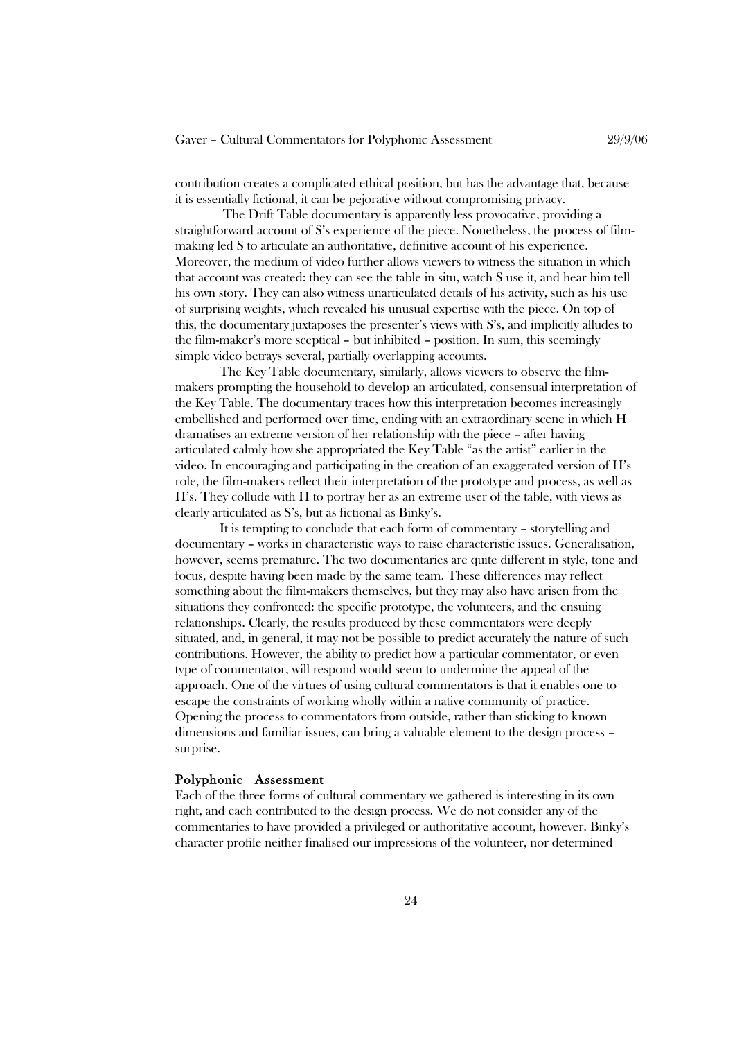contribution creates a complicated ethical position, but has the advantage that, because it is essentially fictional, it can be pejorative without compromising privacy.

The Drift Table documentary is apparently less provocative, providing a straightforward account of S's experience of the piece. Nonetheless, the process of film-making led S to articulate an authoritative, definitive account of his experience. Moreover, the medium of video further allows viewers to witness the situation in which that account was created: they can see the table in situ, watch S use it, and hear him tell his own story. They can also witness unarticulated details of his activity, such as his use of surprising weights, which revealed his unusual expertise with the piece. On top of this, the documentary juxtaposes the presenter's views with S's, and implicitly alludes to the film-maker's more sceptical – but inhibited – position. In sum, this seemingly simple video betrays several, partially overlapping accounts.

The Key Table documentary, similarly, allows viewers to observe the film-makers prompting the household to develop an articulated, consensual interpretation of the Key Table. The documentary traces how this interpretation becomes increasingly embellished and performed over time, ending with an extraordinary scene in which H dramatises an extreme version of her relationship with the piece – after having articulated calmly how she appropriated the Key Table "as the artist" earlier in the video. In encouraging and participating in the creation of an exaggerated version of H's role, the film-makers reflect their interpretation of the prototype and process, as well as H's. They collude with H to portray her as an extreme user of the table, with views as clearly articulated as S's, but as fictional as Binky's.

It is tempting to conclude that each form of commentary – storytelling and documentary – works in characteristic ways to raise characteristic issues. Generalisation, however, seems premature. The two documentaries are quite different in style, tone and focus, despite having been made by the same team. These differences may reflect something about the film-makers themselves, but they may also have arisen from the situations they confronted: the specific prototype, the volunteers, and the ensuing relationships. Clearly, the results produced by these commentators were deeply situated, and, in general, it may not be possible to predict accurately the nature of such contributions. However, the ability to predict how a particular commentator, or even type of commentator, will respond would seem to undermine the appeal of the approach. One of the virtues of using cultural commentators is that it enables one to escape the constraints of working wholly within a native community of practice. Opening the process to commentators from outside, rather than sticking to known dimensions and familiar issues, can bring a valuable element to the design process – surprise.

## Polyphonic Assessment

Each of the three forms of cultural commentary we gathered is interesting in its own right, and each contributed to the design process. We do not consider any of the commentaries to have provided a privileged or authoritative account, however. Binky's character profile neither finalised our impressions of the volunteer, nor determined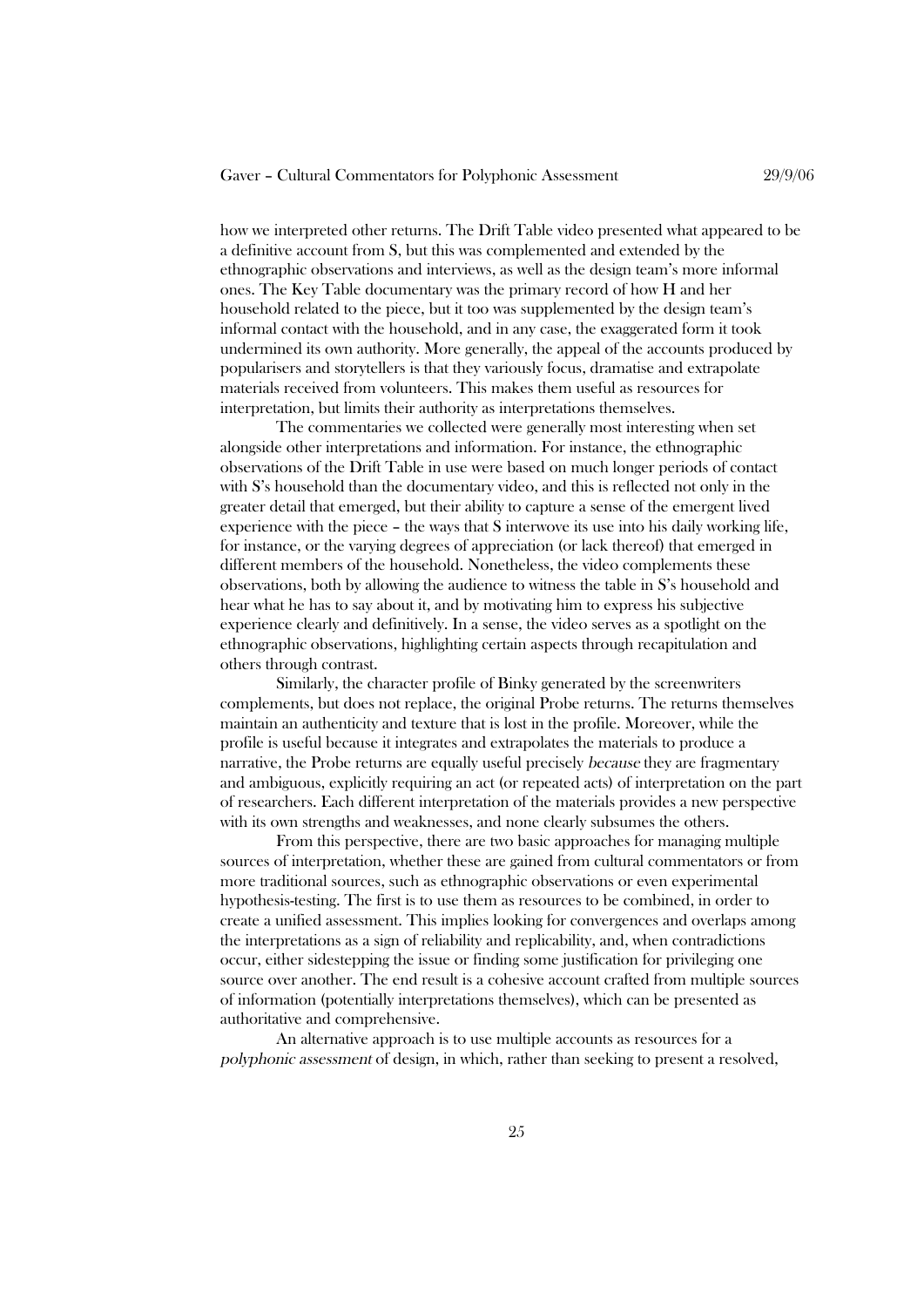how we interpreted other returns. The Drift Table video presented what appeared to be a definitive account from S, but this was complemented and extended by the ethnographic observations and interviews, as well as the design team's more informal ones. The Key Table documentary was the primary record of how H and her household related to the piece, but it too was supplemented by the design team's informal contact with the household, and in any case, the exaggerated form it took undermined its own authority. More generally, the appeal of the accounts produced by popularisers and storytellers is that they variously focus, dramatise and extrapolate materials received from volunteers. This makes them useful as resources for interpretation, but limits their authority as interpretations themselves.

The commentaries we collected were generally most interesting when set alongside other interpretations and information. For instance, the ethnographic observations of the Drift Table in use were based on much longer periods of contact with S's household than the documentary video, and this is reflected not only in the greater detail that emerged, but their ability to capture a sense of the emergent lived experience with the piece – the ways that S interwove its use into his daily working life, for instance, or the varying degrees of appreciation (or lack thereof) that emerged in different members of the household. Nonetheless, the video complements these observations, both by allowing the audience to witness the table in S's household and hear what he has to say about it, and by motivating him to express his subjective experience clearly and definitively. In a sense, the video serves as a spotlight on the ethnographic observations, highlighting certain aspects through recapitulation and others through contrast.

Similarly, the character profile of Binky generated by the screenwriters complements, but does not replace, the original Probe returns. The returns themselves maintain an authenticity and texture that is lost in the profile. Moreover, while the profile is useful because it integrates and extrapolates the materials to produce a narrative, the Probe returns are equally useful precisely *because* they are fragmentary and ambiguous, explicitly requiring an act (or repeated acts) of interpretation on the part of researchers. Each different interpretation of the materials provides a new perspective with its own strengths and weaknesses, and none clearly subsumes the others.

From this perspective, there are two basic approaches for managing multiple sources of interpretation, whether these are gained from cultural commentators or from more traditional sources, such as ethnographic observations or even experimental hypothesis-testing. The first is to use them as resources to be combined, in order to create a unified assessment. This implies looking for convergences and overlaps among the interpretations as a sign of reliability and replicability, and, when contradictions occur, either sidestepping the issue or finding some justification for privileging one source over another. The end result is a cohesive account crafted from multiple sources of information (potentially interpretations themselves), which can be presented as authoritative and comprehensive.

An alternative approach is to use multiple accounts as resources for a *polyphonic assessment* of design, in which, rather than seeking to present a resolved,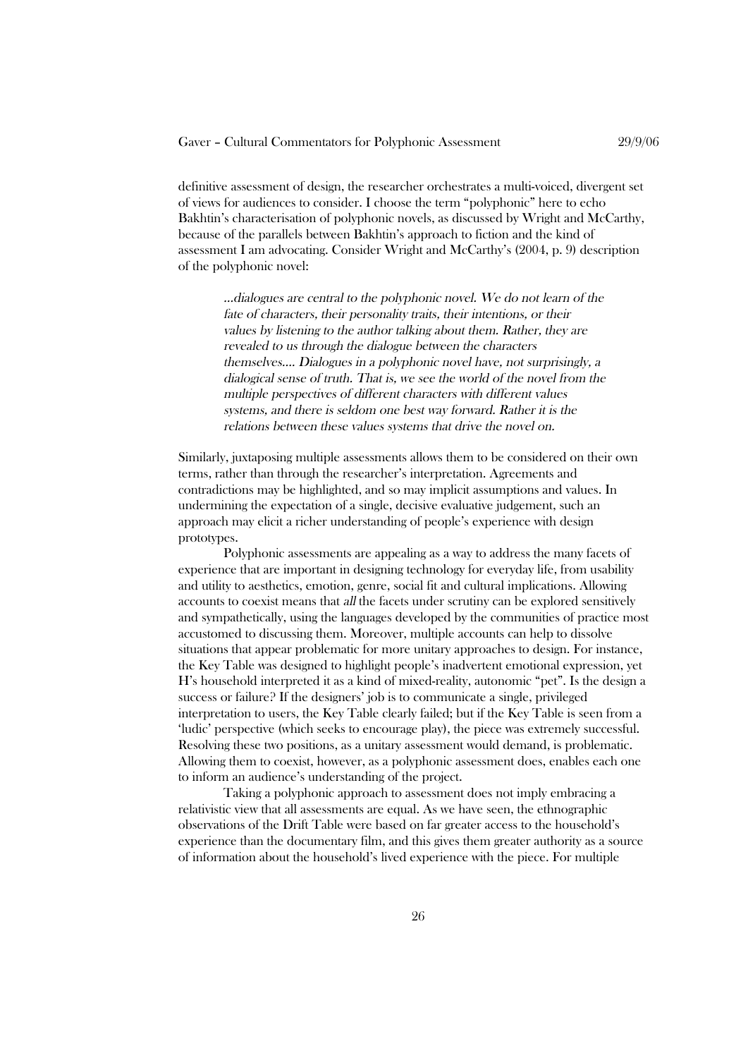definitive assessment of design, the researcher orchestrates a multi-voiced, divergent set of views for audiences to consider. I choose the term "polyphonic" here to echo Bakhtin's characterisation of polyphonic novels, as discussed by Wright and McCarthy, because of the parallels between Bakhtin's approach to fiction and the kind of assessment I am advocating. Consider Wright and McCarthy's (2004, p. 9) description of the polyphonic novel:

> *…dialogues are central to the polyphonic novel. We do not learn of the fate of characters, their personality traits, their intentions, or their values by listening to the author talking about them. Rather, they are revealed to us through the dialogue between the characters themselves…. Dialogues in a polyphonic novel have, not surprisingly, a dialogical sense of truth. That is, we see the world of the novel from the multiple perspectives of different characters with different values systems, and there is seldom one best way forward. Rather it is the relations between these values systems that drive the novel on.*

Similarly, juxtaposing multiple assessments allows them to be considered on their own terms, rather than through the researcher's interpretation. Agreements and contradictions may be highlighted, and so may implicit assumptions and values. In undermining the expectation of a single, decisive evaluative judgement, such an approach may elicit a richer understanding of people's experience with design prototypes.

Polyphonic assessments are appealing as a way to address the many facets of experience that are important in designing technology for everyday life, from usability and utility to aesthetics, emotion, genre, social fit and cultural implications. Allowing accounts to coexist means that *all* the facets under scrutiny can be explored sensitively and sympathetically, using the languages developed by the communities of practice most accustomed to discussing them. Moreover, multiple accounts can help to dissolve situations that appear problematic for more unitary approaches to design. For instance, the Key Table was designed to highlight people's inadvertent emotional expression, yet H's household interpreted it as a kind of mixed-reality, autonomic "pet". Is the design a success or failure? If the designers' job is to communicate a single, privileged interpretation to users, the Key Table clearly failed; but if the Key Table is seen from a 'ludic' perspective (which seeks to encourage play), the piece was extremely successful. Resolving these two positions, as a unitary assessment would demand, is problematic. Allowing them to coexist, however, as a polyphonic assessment does, enables each one to inform an audience's understanding of the project.

Taking a polyphonic approach to assessment does not imply embracing a relativistic view that all assessments are equal. As we have seen, the ethnographic observations of the Drift Table were based on far greater access to the household's experience than the documentary film, and this gives them greater authority as a source of information about the household's lived experience with the piece. For multiple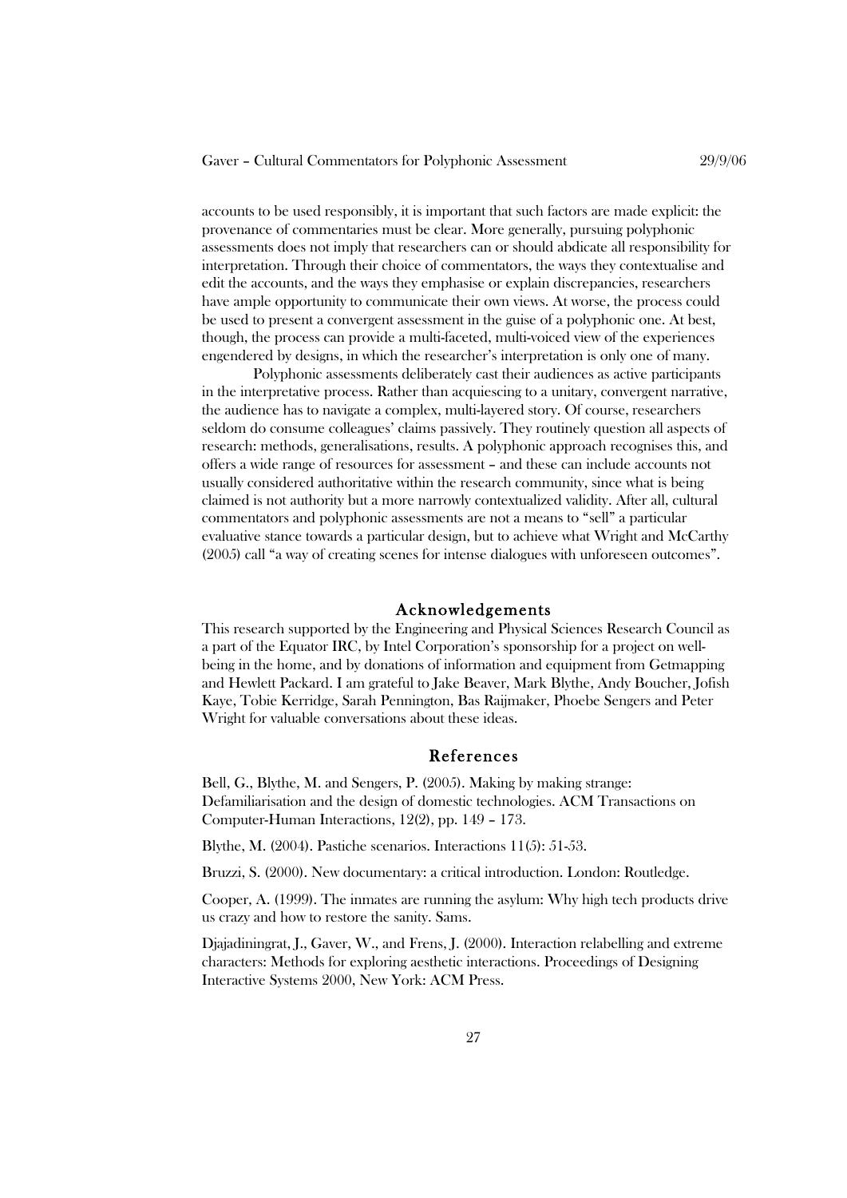accounts to be used responsibly, it is important that such factors are made explicit: the provenance of commentaries must be clear. More generally, pursuing polyphonic assessments does not imply that researchers can or should abdicate all responsibility for interpretation. Through their choice of commentators, the ways they contextualise and edit the accounts, and the ways they emphasise or explain discrepancies, researchers have ample opportunity to communicate their own views. At worse, the process could be used to present a convergent assessment in the guise of a polyphonic one. At best, though, the process can provide a multi-faceted, multi-voiced view of the experiences engendered by designs, in which the researcher's interpretation is only one of many.

Polyphonic assessments deliberately cast their audiences as active participants in the interpretative process. Rather than acquiescing to a unitary, convergent narrative, the audience has to navigate a complex, multi-layered story. Of course, researchers seldom do consume colleagues' claims passively. They routinely question all aspects of research: methods, generalisations, results. A polyphonic approach recognises this, and offers a wide range of resources for assessment – and these can include accounts not usually considered authoritative within the research community, since what is being claimed is not authority but a more narrowly contextualized validity. After all, cultural commentators and polyphonic assessments are not a means to "sell" a particular evaluative stance towards a particular design, but to achieve what Wright and McCarthy (2005) call "a way of creating scenes for intense dialogues with unforeseen outcomes".

## Acknowledgements

This research supported by the Engineering and Physical Sciences Research Council as a part of the Equator IRC, by Intel Corporation's sponsorship for a project on well-being in the home, and by donations of information and equipment from Getmapping and Hewlett Packard. I am grateful to Jake Beaver, Mark Blythe, Andy Boucher, Jofish Kaye, Tobie Kerridge, Sarah Pennington, Bas Raijmaker, Phoebe Sengers and Peter Wright for valuable conversations about these ideas.

## References

Bell, G., Blythe, M. and Sengers, P. (2005). Making by making strange: Defamiliarisation and the design of domestic technologies. ACM Transactions on Computer-Human Interactions, 12(2), pp. 149 – 173.

Blythe, M. (2004). Pastiche scenarios. Interactions 11(5): 51-53.

Bruzzi, S. (2000). New documentary: a critical introduction. London: Routledge.

Cooper, A. (1999). The inmates are running the asylum: Why high tech products drive us crazy and how to restore the sanity. Sams.

Djajadiningrat, J., Gaver, W., and Frens, J. (2000). Interaction relabelling and extreme characters: Methods for exploring aesthetic interactions. Proceedings of Designing Interactive Systems 2000, New York: ACM Press.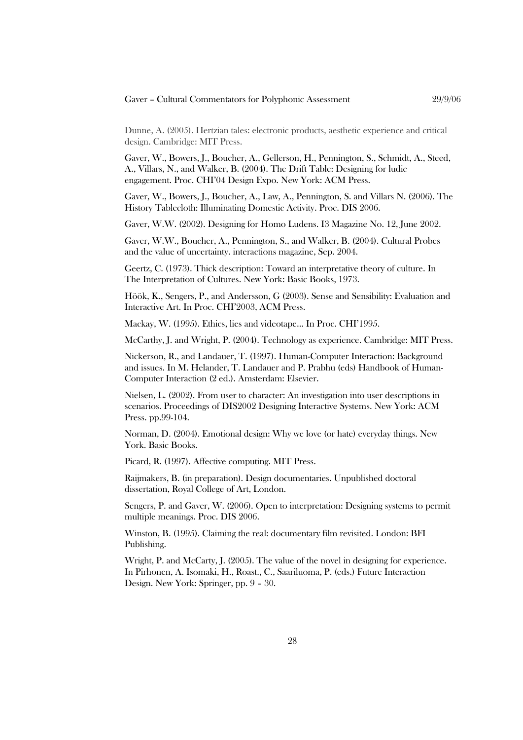Dunne, A. (2005). Hertzian tales: electronic products, aesthetic experience and critical design. Cambridge: MIT Press.

Gaver, W., Bowers, J., Boucher, A., Gellerson, H., Pennington, S., Schmidt, A., Steed, A., Villars, N., and Walker, B. (2004). The Drift Table: Designing for ludic engagement. Proc. CHI'04 Design Expo. New York: ACM Press.

Gaver, W., Bowers, J., Boucher, A., Law, A., Pennington, S. and Villars N. (2006). The History Tablecloth: Illuminating Domestic Activity. Proc. DIS 2006.

Gaver, W.W. (2002). Designing for Homo Ludens. I3 Magazine No. 12, June 2002.

Gaver, W.W., Boucher, A., Pennington, S., and Walker, B. (2004). Cultural Probes and the value of uncertainty. interactions magazine, Sep. 2004.

Geertz, C. (1973). Thick description: Toward an interpretative theory of culture. In The Interpretation of Cultures. New York: Basic Books, 1973.

Höök, K., Sengers, P., and Andersson, G (2003). Sense and Sensibility: Evaluation and Interactive Art. In Proc. CHI'2003, ACM Press.

Mackay, W. (1995). Ethics, lies and videotape... In Proc. CHI'1995.

McCarthy, J. and Wright, P. (2004). Technology as experience. Cambridge: MIT Press.

Nickerson, R., and Landauer, T. (1997). Human-Computer Interaction: Background and issues. In M. Helander, T. Landauer and P. Prabhu (eds) Handbook of Human-Computer Interaction (2 ed.). Amsterdam: Elsevier.

Nielsen, L. (2002). From user to character: An investigation into user descriptions in scenarios. Proceedings of DIS2002 Designing Interactive Systems. New York: ACM Press. pp.99-104.

Norman, D. (2004). Emotional design: Why we love (or hate) everyday things. New York. Basic Books.

Picard, R. (1997). Affective computing. MIT Press.

Raijmakers, B. (in preparation). Design documentaries. Unpublished doctoral dissertation, Royal College of Art, London.

Sengers, P. and Gaver, W. (2006). Open to interpretation: Designing systems to permit multiple meanings. Proc. DIS 2006.

Winston, B. (1995). Claiming the real: documentary film revisited. London: BFI Publishing.

Wright, P. and McCarty, J. (2005). The value of the novel in designing for experience. In Pirhonen, A. Isomaki, H., Roast., C., Saariluoma, P. (eds.) Future Interaction Design. New York: Springer, pp. 9 – 30.